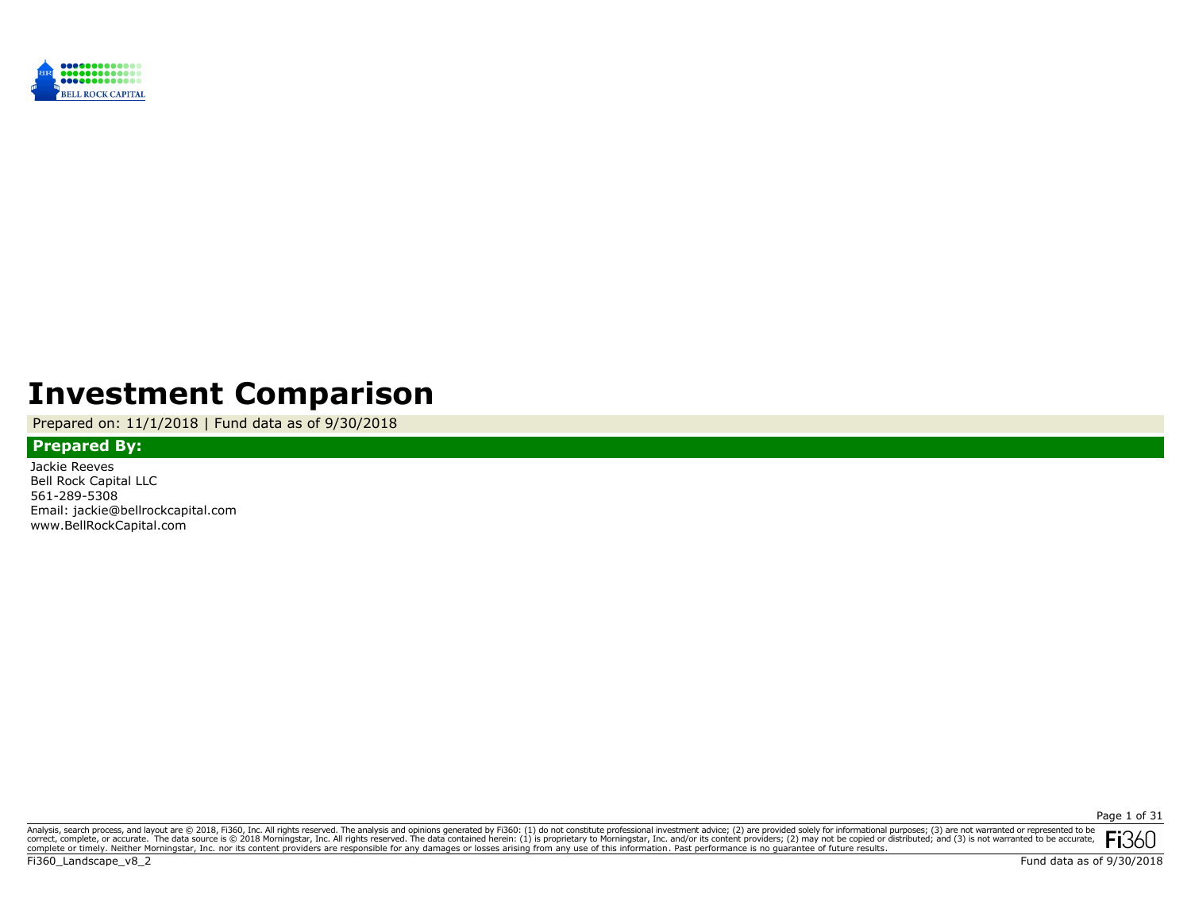BELL ROCK CAPITAL

# Investment Comparison

Prepared on: 11/1/2018 | Fund data as of 9/30/2018

**Prepared By:**

Jackie Reeves
Bell Rock Capital LLC
561-289-5308
Email: jackie@bellrockcapital.com
www.BellRockCapital.com

Analysis, search process, and layout are © 2018, Fi360, Inc. All rights reserved. The analysis and opinions generated by Fi360: (1) do not constitute professional investment advice; (2) are provided solely for informational purposes; (3) are not warranted or represented to be correct, complete, or accurate. The data source is © 2018 Morningstar, Inc. All rights reserved. The data contained herein: (1) is proprietary to Morningstar, Inc. and/or its content providers; (2) may not be copied or distributed; and (3) is not warranted to be accurate, complete or timely. Neither Morningstar, Inc. nor its content providers are responsible for any damages or losses arising from any use of this information. Past performance is no guarantee of future results.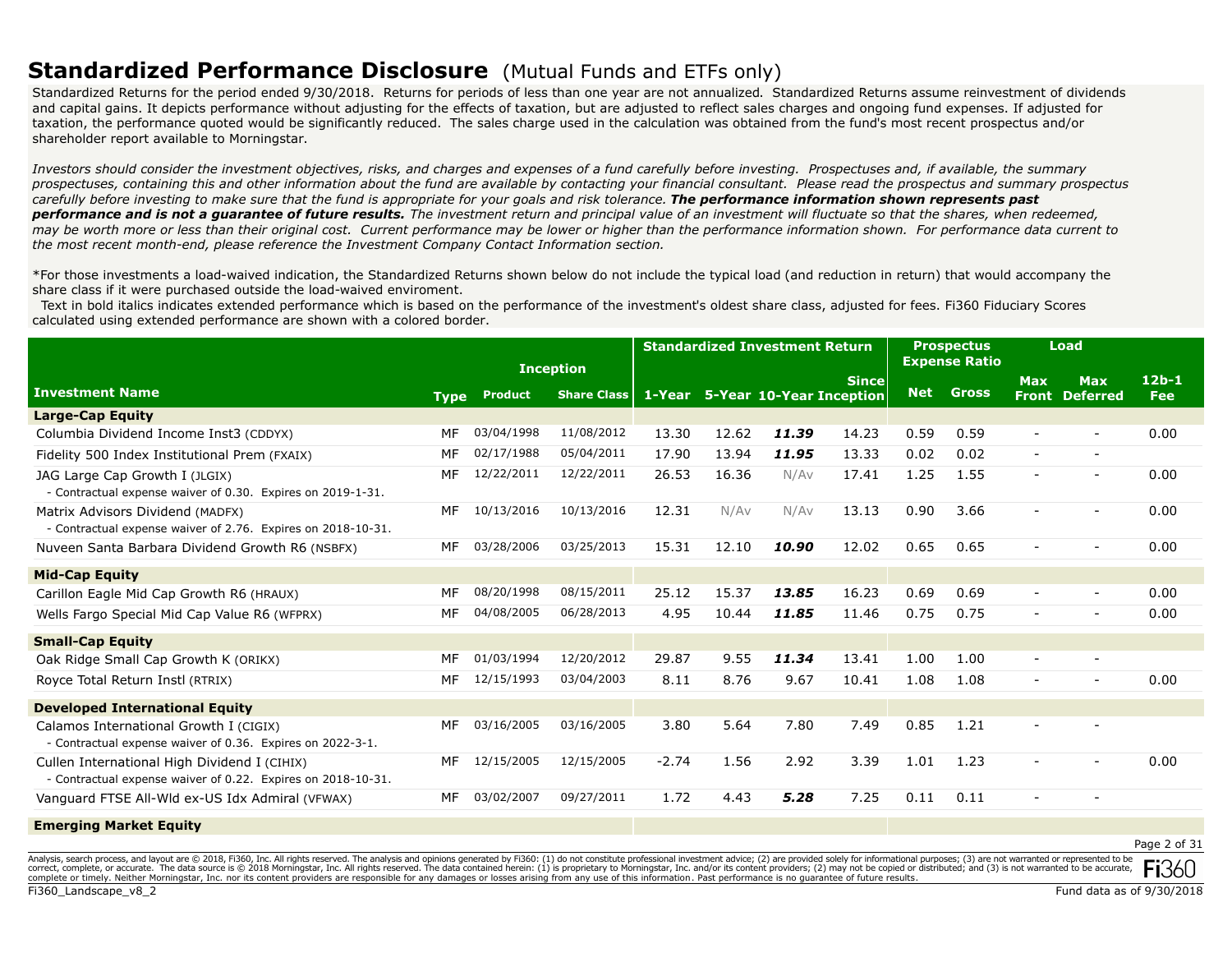# Standardized Performance Disclosure (Mutual Funds and ETFs only)

Standardized Returns for the period ended 9/30/2018. Returns for periods of less than one year are not annualized. Standardized Returns assume reinvestment of dividends and capital gains. It depicts performance without adjusting for the effects of taxation, but are adjusted to reflect sales charges and ongoing fund expenses. If adjusted for taxation, the performance quoted would be significantly reduced. The sales charge used in the calculation was obtained from the fund's most recent prospectus and/or shareholder report available to Morningstar.

*Investors should consider the investment objectives, risks, and charges and expenses of a fund carefully before investing. Prospectuses and, if available, the summary prospectuses, containing this and other information about the fund are available by contacting your financial consultant. Please read the prospectus and summary prospectus carefully before investing to make sure that the fund is appropriate for your goals and risk tolerance.* ***The performance information shown represents past performance and is not a guarantee of future results.*** *The investment return and principal value of an investment will fluctuate so that the shares, when redeemed, may be worth more or less than their original cost. Current performance may be lower or higher than the performance information shown. For performance data current to the most recent month-end, please reference the Investment Company Contact Information section.*

*For those investments a load-waived indication, the Standardized Returns shown below do not include the typical load (and reduction in return) that would accompany the share class if it were purchased outside the load-waived enviroment.

Text in bold italics indicates extended performance which is based on the performance of the investment's oldest share class, adjusted for fees. Fi360 Fiduciary Scores calculated using extended performance are shown with a colored border.

| | | Inception | | Standardized Investment Return | | | | Prospectus Expense Ratio | | Load | | |
|---|---|---|---|---|---|---|---|---|---|---|---|---|
| **Investment Name** | **Type** | **Product** | **Share Class** | **1-Year** | **5-Year** | **10-Year** | **Since Inception** | **Net** | **Gross** | **Max Front** | **Max Deferred** | **12b-1 Fee** |
| **Large-Cap Equity** | | | | | | | | | | | | |
| Columbia Dividend Income Inst3 (CDDYX) | MF | 03/04/1998 | 11/08/2012 | 13.30 | 12.62 | ***11.39*** | 14.23 | 0.59 | 0.59 | - | - | 0.00 |
| Fidelity 500 Index Institutional Prem (FXAIX) | MF | 02/17/1988 | 05/04/2011 | 17.90 | 13.94 | ***11.95*** | 13.33 | 0.02 | 0.02 | - | - | |
| JAG Large Cap Growth I (JLGIX)<br>- Contractual expense waiver of 0.30. Expires on 2019-1-31. | MF | 12/22/2011 | 12/22/2011 | 26.53 | 16.36 | N/Av | 17.41 | 1.25 | 1.55 | - | - | 0.00 |
| Matrix Advisors Dividend (MADFX)<br>- Contractual expense waiver of 2.76. Expires on 2018-10-31. | MF | 10/13/2016 | 10/13/2016 | 12.31 | N/Av | N/Av | 13.13 | 0.90 | 3.66 | - | - | 0.00 |
| Nuveen Santa Barbara Dividend Growth R6 (NSBFX) | MF | 03/28/2006 | 03/25/2013 | 15.31 | 12.10 | ***10.90*** | 12.02 | 0.65 | 0.65 | - | - | 0.00 |
| **Mid-Cap Equity** | | | | | | | | | | | | |
| Carillon Eagle Mid Cap Growth R6 (HRAUX) | MF | 08/20/1998 | 08/15/2011 | 25.12 | 15.37 | ***13.85*** | 16.23 | 0.69 | 0.69 | - | - | 0.00 |
| Wells Fargo Special Mid Cap Value R6 (WFPRX) | MF | 04/08/2005 | 06/28/2013 | 4.95 | 10.44 | ***11.85*** | 11.46 | 0.75 | 0.75 | - | - | 0.00 |
| **Small-Cap Equity** | | | | | | | | | | | | |
| Oak Ridge Small Cap Growth K (ORIKX) | MF | 01/03/1994 | 12/20/2012 | 29.87 | 9.55 | ***11.34*** | 13.41 | 1.00 | 1.00 | - | - | |
| Royce Total Return Instl (RTRIX) | MF | 12/15/1993 | 03/04/2003 | 8.11 | 8.76 | 9.67 | 10.41 | 1.08 | 1.08 | - | - | 0.00 |
| **Developed International Equity** | | | | | | | | | | | | |
| Calamos International Growth I (CIGIX)<br>- Contractual expense waiver of 0.36. Expires on 2022-3-1. | MF | 03/16/2005 | 03/16/2005 | 3.80 | 5.64 | 7.80 | 7.49 | 0.85 | 1.21 | - | - | |
| Cullen International High Dividend I (CIHIX)<br>- Contractual expense waiver of 0.22. Expires on 2018-10-31. | MF | 12/15/2005 | 12/15/2005 | -2.74 | 1.56 | 2.92 | 3.39 | 1.01 | 1.23 | - | - | 0.00 |
| Vanguard FTSE All-Wld ex-US Idx Admiral (VFWAX) | MF | 03/02/2007 | 09/27/2011 | 1.72 | 4.43 | ***5.28*** | 7.25 | 0.11 | 0.11 | - | - | |
| **Emerging Market Equity** | | | | | | | | | | | | |

Analysis, search process, and layout are © 2018, Fi360, Inc. All rights reserved. The analysis and opinions generated by Fi360: (1) do not constitute professional investment advice; (2) are provided solely for informational purposes; (3) are not warranted or represented to be correct, complete, or accurate. The data source is © 2018 Morningstar, Inc. All rights reserved. The data contained herein: (1) is proprietary to Morningstar, Inc. and/or its content providers; (2) may not be copied or distributed; and (3) is not warranted to be accurate, complete or timely. Neither Morningstar, Inc. nor its content providers are responsible for any damages or losses arising from any use of this information. Past performance is no guarantee of future results.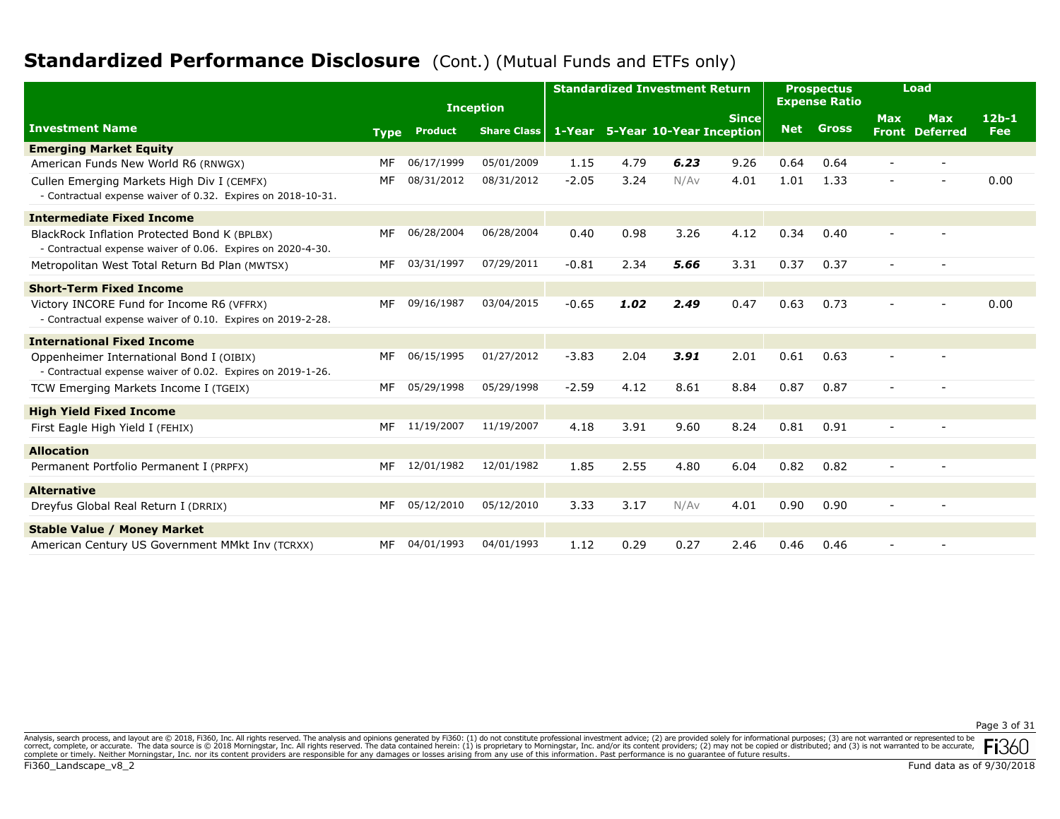# Standardized Performance Disclosure (Cont.) (Mutual Funds and ETFs only)

| Investment Name | Type | Inception | | Standardized Investment Return | | | | Prospectus Expense Ratio | | Load | | 12b-1 Fee |
|---|---|---|---|---|---|---|---|---|---|---|---|---|
| | | Product | Share Class | 1-Year | 5-Year | 10-Year | Since Inception | Net | Gross | Max Front | Max Deferred | |
| **Emerging Market Equity** | | | | | | | | | | | | |
| American Funds New World R6 (RNWGX) | MF | 06/17/1999 | 05/01/2009 | 1.15 | 4.79 | ***6.23*** | 9.26 | 0.64 | 0.64 | - | - | |
| Cullen Emerging Markets High Div I (CEMFX)<br>- Contractual expense waiver of 0.32. Expires on 2018-10-31. | MF | 08/31/2012 | 08/31/2012 | -2.05 | 3.24 | N/Av | 4.01 | 1.01 | 1.33 | - | - | 0.00 |
| **Intermediate Fixed Income** | | | | | | | | | | | | |
| BlackRock Inflation Protected Bond K (BPLBX)<br>- Contractual expense waiver of 0.06. Expires on 2020-4-30. | MF | 06/28/2004 | 06/28/2004 | 0.40 | 0.98 | 3.26 | 4.12 | 0.34 | 0.40 | - | - | |
| Metropolitan West Total Return Bd Plan (MWTSX) | MF | 03/31/1997 | 07/29/2011 | -0.81 | 2.34 | ***5.66*** | 3.31 | 0.37 | 0.37 | - | - | |
| **Short-Term Fixed Income** | | | | | | | | | | | | |
| Victory INCORE Fund for Income R6 (VFFRX)<br>- Contractual expense waiver of 0.10. Expires on 2019-2-28. | MF | 09/16/1987 | 03/04/2015 | -0.65 | ***1.02*** | ***2.49*** | 0.47 | 0.63 | 0.73 | - | - | 0.00 |
| **International Fixed Income** | | | | | | | | | | | | |
| Oppenheimer International Bond I (OIBIX)<br>- Contractual expense waiver of 0.02. Expires on 2019-1-26. | MF | 06/15/1995 | 01/27/2012 | -3.83 | 2.04 | ***3.91*** | 2.01 | 0.61 | 0.63 | - | - | |
| TCW Emerging Markets Income I (TGEIX) | MF | 05/29/1998 | 05/29/1998 | -2.59 | 4.12 | 8.61 | 8.84 | 0.87 | 0.87 | - | - | |
| **High Yield Fixed Income** | | | | | | | | | | | | |
| First Eagle High Yield I (FEHIX) | MF | 11/19/2007 | 11/19/2007 | 4.18 | 3.91 | 9.60 | 8.24 | 0.81 | 0.91 | - | - | |
| **Allocation** | | | | | | | | | | | | |
| Permanent Portfolio Permanent I (PRPFX) | MF | 12/01/1982 | 12/01/1982 | 1.85 | 2.55 | 4.80 | 6.04 | 0.82 | 0.82 | - | - | |
| **Alternative** | | | | | | | | | | | | |
| Dreyfus Global Real Return I (DRRIX) | MF | 05/12/2010 | 05/12/2010 | 3.33 | 3.17 | N/Av | 4.01 | 0.90 | 0.90 | - | - | |
| **Stable Value / Money Market** | | | | | | | | | | | | |
| American Century US Government MMkt Inv (TCRXX) | MF | 04/01/1993 | 04/01/1993 | 1.12 | 0.29 | 0.27 | 2.46 | 0.46 | 0.46 | - | - | |

Analysis, search process, and layout are © 2018, Fi360, Inc. All rights reserved. The analysis and opinions generated by Fi360: (1) do not constitute professional investment advice; (2) are provided solely for informational purposes; (3) are not warranted or represented to be correct, complete, or accurate. The data source is © 2018 Morningstar, Inc. All rights reserved. The data contained herein: (1) is proprietary to Morningstar, Inc. and/or its content providers; (2) may not be copied or distributed; and (3) is not warranted to be accurate, complete or timely. Neither Morningstar, Inc. nor its content providers are responsible for any damages or losses arising from any use of this information. Past performance is no guarantee of future results.

Fund data as of 9/30/2018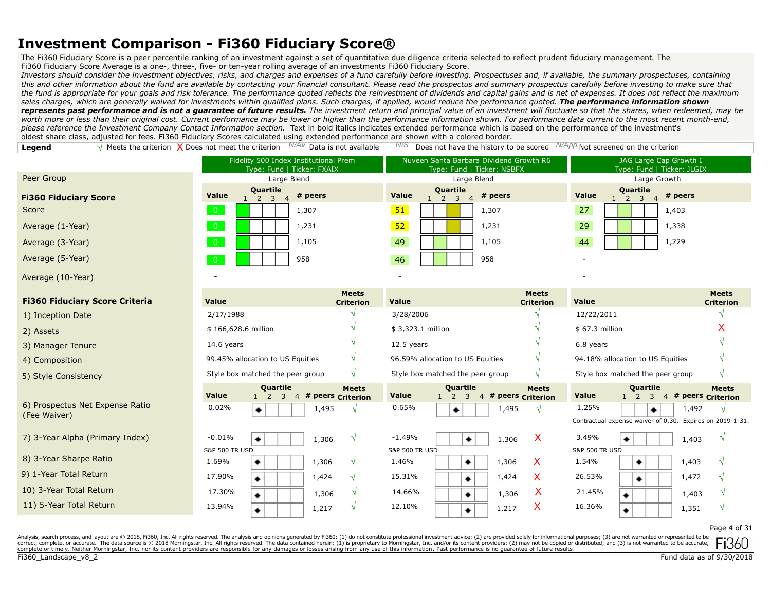# Investment Comparison - Fi360 Fiduciary Score®

The Fi360 Fiduciary Score is a peer percentile ranking of an investment against a set of quantitative due diligence criteria selected to reflect prudent fiduciary management. The Fi360 Fiduciary Score Average is a one-, three-, five- or ten-year rolling average of an investments Fi360 Fiduciary Score.

*Investors should consider the investment objectives, risks, and charges and expenses of a fund carefully before investing. Prospectuses and, if available, the summary prospectuses, containing this and other information about the fund are available by contacting your financial consultant. Please read the prospectus and summary prospectus carefully before investing to make sure that the fund is appropriate for your goals and risk tolerance. The performance quoted reflects the reinvestment of dividends and capital gains and is net of expenses. It does not reflect the maximum sales charges, which are generally waived for investments within qualified plans. Such charges, if applied, would reduce the performance quoted.* ***The performance information shown represents past performance and is not a guarantee of future results.*** *The investment return and principal value of an investment will fluctuate so that the shares, when redeemed, may be worth more or less than their original cost. Current performance may be lower or higher than the performance information shown. For performance data current to the most recent month-end, please reference the Investment Company Contact Information section.* Text in bold italics indicates extended performance which is based on the performance of the investment's oldest share class, adjusted for fees. Fi360 Fiduciary Scores calculated using extended performance are shown with a colored border.

**Legend** √ Meets the criterion X Does not meet the criterion N/Av Data is not available N/S Does not have the history to be scored N/App Not screened on the criterion

| | Fidelity 500 Index Institutional Prem (Type: Fund \| Ticker: FXAIX) | | | | Nuveen Santa Barbara Dividend Growth R6 (Type: Fund \| Ticker: NSBFX) | | | | JAG Large Cap Growth I (Type: Fund \| Ticker: JLGIX) | | | |
|---|---|---|---|---|---|---|---|---|---|---|---|---|
| Peer Group | Large Blend | | | | Large Blend | | | | Large Growth | | | |
| **Fi360 Fiduciary Score** | **Value** | **Quartile** | **# peers** | | **Value** | **Quartile** | **# peers** | | **Value** | **Quartile** | **# peers** | |
| Score | 0 | 1 | 1,307 | | 51 | 3 | 1,307 | | 27 | 2 | 1,403 | |
| Average (1-Year) | 0 | 1 | 1,231 | | 52 | 3 | 1,231 | | 29 | 2 | 1,338 | |
| Average (3-Year) | 0 | 1 | 1,105 | | 49 | 2 | 1,105 | | 44 | 2 | 1,229 | |
| Average (5-Year) | 0 | 1 | 958 | | 46 | 2 | 958 | | - | | | |
| Average (10-Year) | - | | | | - | | | | - | | | |
| **Fi360 Fiduciary Score Criteria** | **Value** | | | **Meets Criterion** | **Value** | | | **Meets Criterion** | **Value** | | | **Meets Criterion** |
| 1) Inception Date | 2/17/1988 | | | √ | 3/28/2006 | | | √ | 12/22/2011 | | | √ |
| 2) Assets | $ 166,628.6 million | | | √ | $ 3,323.1 million | | | √ | $ 67.3 million | | | X |
| 3) Manager Tenure | 14.6 years | | | √ | 12.5 years | | | √ | 6.8 years | | | √ |
| 4) Composition | 99.45% allocation to US Equities | | | √ | 96.59% allocation to US Equities | | | √ | 94.18% allocation to US Equities | | | √ |
| 5) Style Consistency | Style box matched the peer group | | | √ | Style box matched the peer group | | | √ | Style box matched the peer group | | | √ |
| | **Value** | **Quartile** | **# peers** | **Meets Criterion** | **Value** | **Quartile** | **# peers** | **Meets Criterion** | **Value** | **Quartile** | **# peers** | **Meets Criterion** |
| 6) Prospectus Net Expense Ratio (Fee Waiver) | 0.02% | 1 | 1,495 | √ | 0.65% | 2 | 1,495 | √ | 1.25% Contractual expense waiver of 0.30. Expires on 2019-1-31. | 3 | 1,492 | √ |
| 7) 3-Year Alpha (Primary Index) | -0.01% S&P 500 TR USD | 1 | 1,306 | √ | -1.49% S&P 500 TR USD | 3 | 1,306 | X | 3.49% S&P 500 TR USD | 1 | 1,403 | √ |
| 8) 3-Year Sharpe Ratio | 1.69% | 1 | 1,306 | √ | 1.46% | 3 | 1,306 | X | 1.54% | 2 | 1,403 | √ |
| 9) 1-Year Total Return | 17.90% | 1 | 1,424 | √ | 15.31% | 3 | 1,424 | X | 26.53% | 2 | 1,472 | √ |
| 10) 3-Year Total Return | 17.30% | 1 | 1,306 | √ | 14.66% | 3 | 1,306 | X | 21.45% | 1 | 1,403 | √ |
| 11) 5-Year Total Return | 13.94% | 1 | 1,217 | √ | 12.10% | 3 | 1,217 | X | 16.36% | 1 | 1,351 | √ |

Analysis, search process, and layout are © 2018, Fi360, Inc. All rights reserved. The analysis and opinions generated by Fi360: (1) do not constitute professional investment advice; (2) are provided solely for informational purposes; (3) are not warranted or represented to be correct, complete, or accurate. The data source is © 2018 Morningstar, Inc. All rights reserved. The data contained herein: (1) is proprietary to Morningstar, Inc. and/or its content providers; (2) may not be copied or distributed; and (3) is not warranted to be accurate, complete or timely. Neither Morningstar, Inc. nor its content providers are responsible for any damages or losses arising from any use of this information. Past performance is no guarantee of future results.

Fund data as of 9/30/2018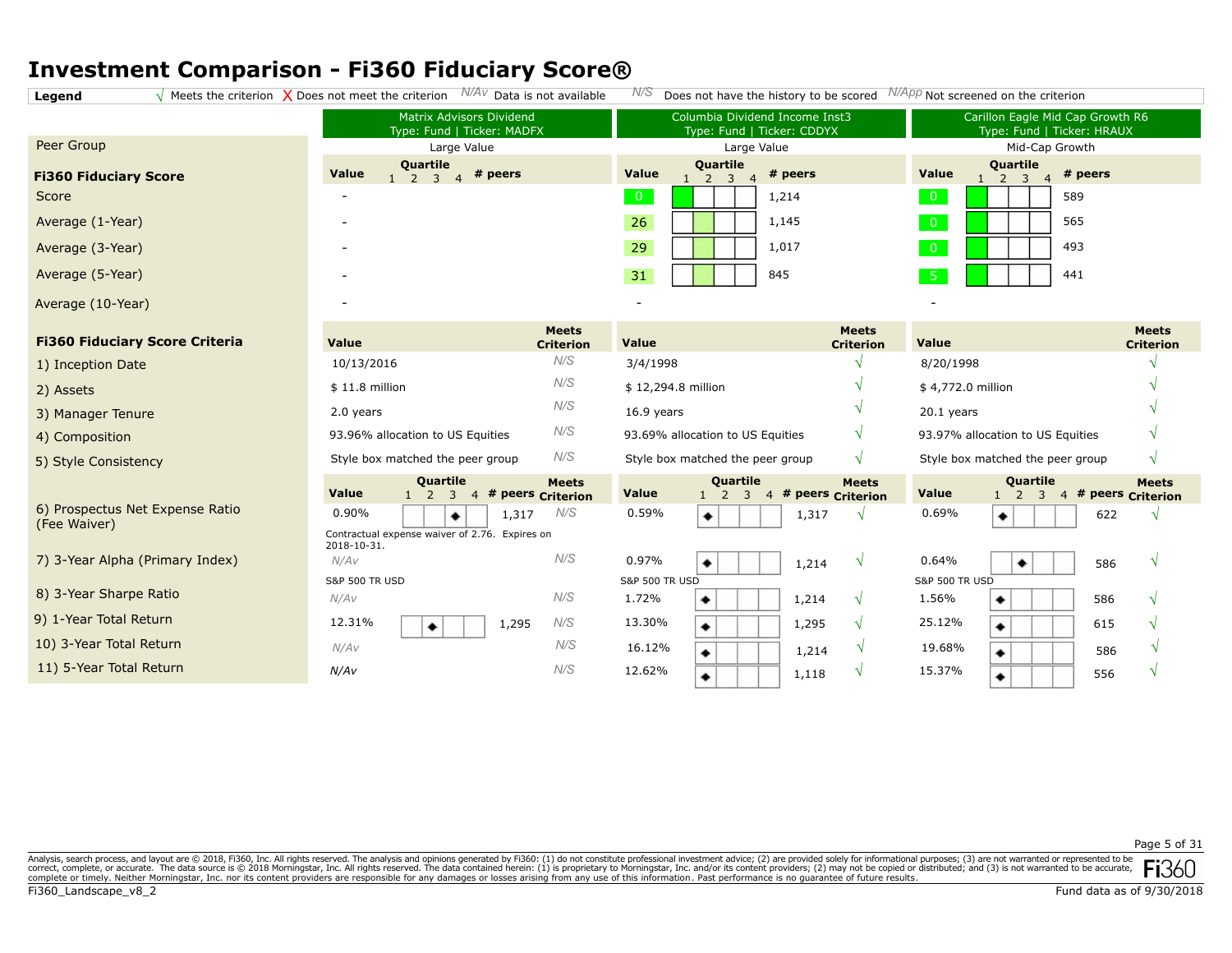# Investment Comparison - Fi360 Fiduciary Score®

**Legend** √ Meets the criterion X Does not meet the criterion *N/Av* Data is not available *N/S* Does not have the history to be scored *N/App* Not screened on the criterion

| | Matrix Advisors Dividend<br>Type: Fund \| Ticker: MADFX | | | Columbia Dividend Income Inst3<br>Type: Fund \| Ticker: CDDYX | | | Carillon Eagle Mid Cap Growth R6<br>Type: Fund \| Ticker: HRAUX | | |
|---|---|---|---|---|---|---|---|---|---|
| Peer Group | Large Value | | | Large Value | | | Mid-Cap Growth | | |
| **Fi360 Fiduciary Score** | **Value** | **Quartile** 1 2 3 4 | **# peers** | **Value** | **Quartile** 1 2 3 4 | **# peers** | **Value** | **Quartile** 1 2 3 4 | **# peers** |
| Score | - | | | 0 | 1 | 1,214 | 0 | 1 | 589 |
| Average (1-Year) | - | | | 26 | 2 | 1,145 | 0 | 1 | 565 |
| Average (3-Year) | - | | | 29 | 2 | 1,017 | 0 | 1 | 493 |
| Average (5-Year) | - | | | 31 | 2 | 845 | 5 | 1 | 441 |
| Average (10-Year) | - | | | - | | | - | | |

| **Fi360 Fiduciary Score Criteria** | **Value** | **Meets Criterion** | **Value** | **Meets Criterion** | **Value** | **Meets Criterion** |
|---|---|---|---|---|---|---|
| 1) Inception Date | 10/13/2016 | *N/S* | 3/4/1998 | √ | 8/20/1998 | √ |
| 2) Assets | $ 11.8 million | *N/S* | $ 12,294.8 million | √ | $ 4,772.0 million | √ |
| 3) Manager Tenure | 2.0 years | *N/S* | 16.9 years | √ | 20.1 years | √ |
| 4) Composition | 93.96% allocation to US Equities | *N/S* | 93.69% allocation to US Equities | √ | 93.97% allocation to US Equities | √ |
| 5) Style Consistency | Style box matched the peer group | *N/S* | Style box matched the peer group | √ | Style box matched the peer group | √ |

| | **Value** | **Quartile** 1 2 3 4 | **# peers** | **Meets Criterion** | **Value** | **Quartile** 1 2 3 4 | **# peers** | **Meets Criterion** | **Value** | **Quartile** 1 2 3 4 | **# peers** | **Meets Criterion** |
|---|---|---|---|---|---|---|---|---|---|---|---|---|
| 6) Prospectus Net Expense Ratio (Fee Waiver) | 0.90%<br>Contractual expense waiver of 2.76. Expires on 2018-10-31. | 3 | 1,317 | *N/S* | 0.59% | 1 | 1,317 | √ | 0.69% | 1 | 622 | √ |
| 7) 3-Year Alpha (Primary Index) | *N/Av*<br>S&P 500 TR USD | | | *N/S* | 0.97%<br>S&P 500 TR USD | 1 | 1,214 | √ | 0.64%<br>S&P 500 TR USD | 2 | 586 | √ |
| 8) 3-Year Sharpe Ratio | *N/Av* | | | *N/S* | 1.72% | 1 | 1,214 | √ | 1.56% | 1 | 586 | √ |
| 9) 1-Year Total Return | 12.31% | 2 | 1,295 | *N/S* | 13.30% | 1 | 1,295 | √ | 25.12% | 1 | 615 | √ |
| 10) 3-Year Total Return | *N/Av* | | | *N/S* | 16.12% | 1 | 1,214 | √ | 19.68% | 1 | 586 | √ |
| 11) 5-Year Total Return | *N/Av* | | | *N/S* | 12.62% | 1 | 1,118 | √ | 15.37% | 1 | 556 | √ |

Analysis, search process, and layout are © 2018, Fi360, Inc. All rights reserved. The analysis and opinions generated by Fi360: (1) do not constitute professional investment advice; (2) are provided solely for informational purposes; (3) are not warranted or represented to be correct, complete, or accurate. The data source is © 2018 Morningstar, Inc. All rights reserved. The data contained herein: (1) is proprietary to Morningstar, Inc. and/or its content providers; (2) may not be copied or distributed; and (3) is not warranted to be accurate, complete or timely. Neither Morningstar, Inc. nor its content providers are responsible for any damages or losses arising from any use of this information. Past performance is no guarantee of future results.

Fi360_Landscape_v8_2 — Fund data as of 9/30/2018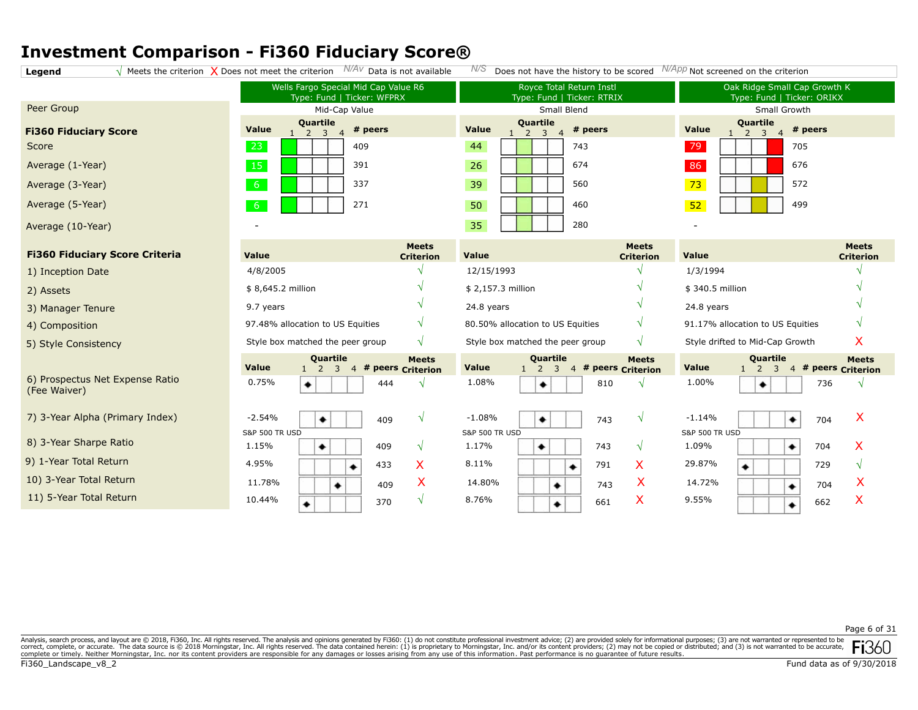# Investment Comparison - Fi360 Fiduciary Score®

**Legend** √ Meets the criterion X Does not meet the criterion N/Av Data is not available N/S Does not have the history to be scored N/App Not screened on the criterion

| | Wells Fargo Special Mid Cap Value R6<br>Type: Fund \| Ticker: WFPRX | | | Royce Total Return Instl<br>Type: Fund \| Ticker: RTRIX | | | Oak Ridge Small Cap Growth K<br>Type: Fund \| Ticker: ORIKX | | |
|---|---|---|---|---|---|---|---|---|---|
| Peer Group | Mid-Cap Value | | | Small Blend | | | Small Growth | | |
| **Fi360 Fiduciary Score** | Value | Quartile | # peers | Value | Quartile | # peers | Value | Quartile | # peers |
| Score | 23 | 1 | 409 | 44 | 2 | 743 | 79 | 4 | 705 |
| Average (1-Year) | 15 | 1 | 391 | 26 | 2 | 674 | 86 | 4 | 676 |
| Average (3-Year) | 6 | 1 | 337 | 39 | 2 | 560 | 73 | 3 | 572 |
| Average (5-Year) | 6 | 1 | 271 | 50 | 2 | 460 | 52 | 3 | 499 |
| Average (10-Year) | - | | | 35 | 2 | 280 | - | | |

| **Fi360 Fiduciary Score Criteria** | Value | Meets Criterion | Value | Meets Criterion | Value | Meets Criterion |
|---|---|---|---|---|---|---|
| 1) Inception Date | 4/8/2005 | √ | 12/15/1993 | √ | 1/3/1994 | √ |
| 2) Assets | $ 8,645.2 million | √ | $ 2,157.3 million | √ | $ 340.5 million | √ |
| 3) Manager Tenure | 9.7 years | √ | 24.8 years | √ | 24.8 years | √ |
| 4) Composition | 97.48% allocation to US Equities | √ | 80.50% allocation to US Equities | √ | 91.17% allocation to US Equities | √ |
| 5) Style Consistency | Style box matched the peer group | √ | Style box matched the peer group | √ | Style drifted to Mid-Cap Growth | X |

| | Value | Quartile | # peers | Meets Criterion | Value | Quartile | # peers | Meets Criterion | Value | Quartile | # peers | Meets Criterion |
|---|---|---|---|---|---|---|---|---|---|---|---|---|
| 6) Prospectus Net Expense Ratio (Fee Waiver) | 0.75% | 1 | 444 | √ | 1.08% | 2 | 810 | √ | 1.00% | 2 | 736 | √ |
| 7) 3-Year Alpha (Primary Index) | -2.54%<br>S&P 500 TR USD | 2 | 409 | √ | -1.08%<br>S&P 500 TR USD | 2 | 743 | √ | -1.14%<br>S&P 500 TR USD | 4 | 704 | X |
| 8) 3-Year Sharpe Ratio | 1.15% | 2 | 409 | √ | 1.17% | 2 | 743 | √ | 1.09% | 4 | 704 | X |
| 9) 1-Year Total Return | 4.95% | 4 | 433 | X | 8.11% | 4 | 791 | X | 29.87% | 1 | 729 | √ |
| 10) 3-Year Total Return | 11.78% | 3 | 409 | X | 14.80% | 3 | 743 | X | 14.72% | 4 | 704 | X |
| 11) 5-Year Total Return | 10.44% | 1 | 370 | √ | 8.76% | 3 | 661 | X | 9.55% | 4 | 662 | X |

Analysis, search process, and layout are © 2018, Fi360, Inc. All rights reserved. The analysis and opinions generated by Fi360: (1) do not constitute professional investment advice; (2) are provided solely for informational purposes; (3) are not warranted or represented to be correct, complete, or accurate. The data source is © 2018 Morningstar, Inc. All rights reserved. The data contained herein: (1) is proprietary to Morningstar, Inc. and/or its content providers; (2) may not be copied or distributed; and (3) is not warranted to be accurate, complete or timely. Neither Morningstar, Inc. nor its content providers are responsible for any damages or losses arising from any use of this information. Past performance is no guarantee of future results.

Fund data as of 9/30/2018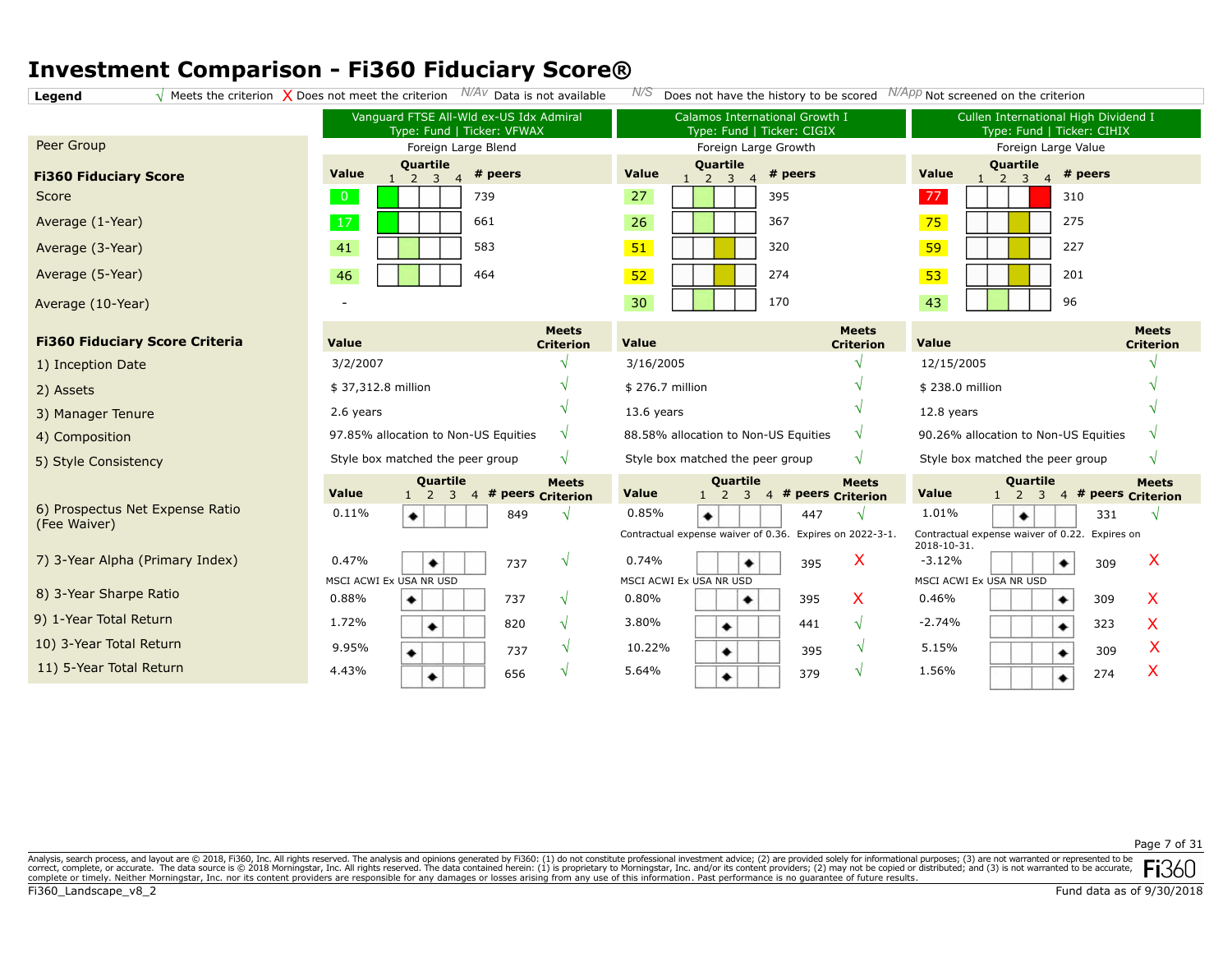# Investment Comparison - Fi360 Fiduciary Score®

**Legend** √ Meets the criterion X Does not meet the criterion *N/Av* Data is not available *N/S* Does not have the history to be scored *N/App* Not screened on the criterion

| | Vanguard FTSE All-Wld ex-US Idx Admiral (Type: Fund \| Ticker: VFWAX) | | | Calamos International Growth I (Type: Fund \| Ticker: CIGIX) | | | Cullen International High Dividend I (Type: Fund \| Ticker: CIHIX) | | |
|---|---|---|---|---|---|---|---|---|---|
| Peer Group | Foreign Large Blend | | | Foreign Large Growth | | | Foreign Large Value | | |
| **Fi360 Fiduciary Score** | **Value** | **Quartile** | **# peers** | **Value** | **Quartile** | **# peers** | **Value** | **Quartile** | **# peers** |
| Score | 0 | 1 | 739 | 27 | 2 | 395 | 77 | 4 | 310 |
| Average (1-Year) | 17 | 1 | 661 | 26 | 2 | 367 | 75 | 3 | 275 |
| Average (3-Year) | 41 | 2 | 583 | 51 | 3 | 320 | 59 | 3 | 227 |
| Average (5-Year) | 46 | 2 | 464 | 52 | 3 | 274 | 53 | 3 | 201 |
| Average (10-Year) | - | | | 30 | 2 | 170 | 43 | 2 | 96 |

| **Fi360 Fiduciary Score Criteria** | **Value** | **Meets Criterion** | **Value** | **Meets Criterion** | **Value** | **Meets Criterion** |
|---|---|---|---|---|---|---|
| 1) Inception Date | 3/2/2007 | √ | 3/16/2005 | √ | 12/15/2005 | √ |
| 2) Assets | $ 37,312.8 million | √ | $ 276.7 million | √ | $ 238.0 million | √ |
| 3) Manager Tenure | 2.6 years | √ | 13.6 years | √ | 12.8 years | √ |
| 4) Composition | 97.85% allocation to Non-US Equities | √ | 88.58% allocation to Non-US Equities | √ | 90.26% allocation to Non-US Equities | √ |
| 5) Style Consistency | Style box matched the peer group | √ | Style box matched the peer group | √ | Style box matched the peer group | √ |

| | **Value** | **Quartile** | **# peers** | **Meets Criterion** | **Value** | **Quartile** | **# peers** | **Meets Criterion** | **Value** | **Quartile** | **# peers** | **Meets Criterion** |
|---|---|---|---|---|---|---|---|---|---|---|---|---|
| 6) Prospectus Net Expense Ratio (Fee Waiver) | 0.11% | 1 | 849 | √ | 0.85% (Contractual expense waiver of 0.36. Expires on 2022-3-1.) | 1 | 447 | √ | 1.01% (Contractual expense waiver of 0.22. Expires on 2018-10-31.) | 2 | 331 | √ |
| 7) 3-Year Alpha (Primary Index) | 0.47% (MSCI ACWI Ex USA NR USD) | 2 | 737 | √ | 0.74% (MSCI ACWI Ex USA NR USD) | 3 | 395 | X | -3.12% (MSCI ACWI Ex USA NR USD) | 4 | 309 | X |
| 8) 3-Year Sharpe Ratio | 0.88% | 1 | 737 | √ | 0.80% | 3 | 395 | X | 0.46% | 4 | 309 | X |
| 9) 1-Year Total Return | 1.72% | 2 | 820 | √ | 3.80% | 2 | 441 | √ | -2.74% | 4 | 323 | X |
| 10) 3-Year Total Return | 9.95% | 1 | 737 | √ | 10.22% | 2 | 395 | √ | 5.15% | 4 | 309 | X |
| 11) 5-Year Total Return | 4.43% | 2 | 656 | √ | 5.64% | 2 | 379 | √ | 1.56% | 4 | 274 | X |

Analysis, search process, and layout are © 2018, Fi360, Inc. All rights reserved. The analysis and opinions generated by Fi360: (1) do not constitute professional investment advice; (2) are provided solely for informational purposes; (3) are not warranted or represented to be correct, complete, or accurate. The data source is © 2018 Morningstar, Inc. All rights reserved. The data contained herein: (1) is proprietary to Morningstar, Inc. and/or its content providers; (2) may not be copied or distributed; and (3) is not warranted to be accurate, complete or timely. Neither Morningstar, Inc. nor its content providers are responsible for any damages or losses arising from any use of this information. Past performance is no guarantee of future results.

Fi360_Landscape_v8_2

Fund data as of 9/30/2018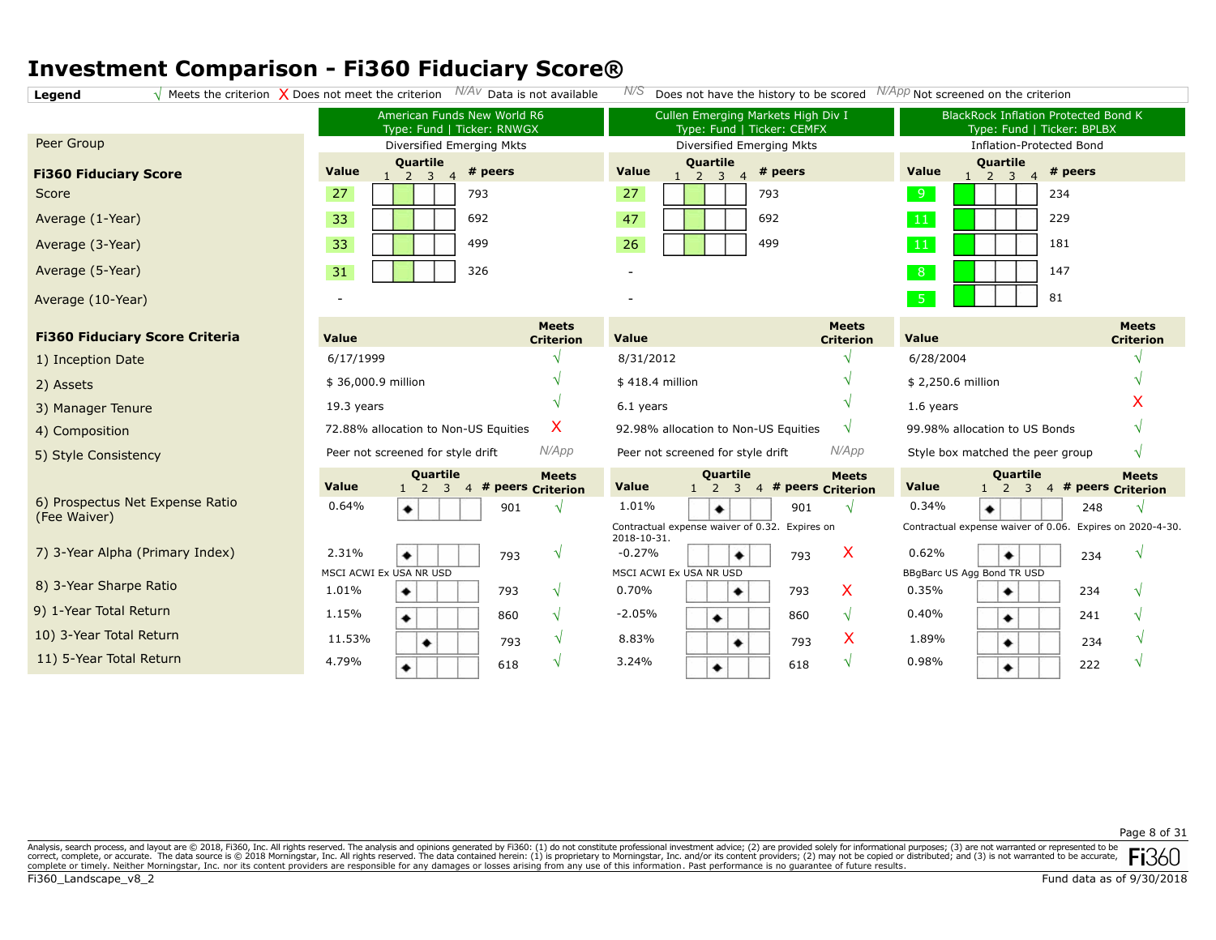# Investment Comparison - Fi360 Fiduciary Score®

**Legend** √ Meets the criterion X Does not meet the criterion *N/Av* Data is not available *N/S* Does not have the history to be scored *N/App* Not screened on the criterion

| | American Funds New World R6<br>Type: Fund \| Ticker: RNWGX | | | Cullen Emerging Markets High Div I<br>Type: Fund \| Ticker: CEMFX | | | BlackRock Inflation Protected Bond K<br>Type: Fund \| Ticker: BPLBX | | |
|---|---|---|---|---|---|---|---|---|---|
| Peer Group | Diversified Emerging Mkts | | | Diversified Emerging Mkts | | | Inflation-Protected Bond | | |
| **Fi360 Fiduciary Score** | **Value** | **Quartile** | **# peers** | **Value** | **Quartile** | **# peers** | **Value** | **Quartile** | **# peers** |
| Score | 27 | 2 | 793 | 27 | 2 | 793 | 9 | 1 | 234 |
| Average (1-Year) | 33 | 2 | 692 | 47 | 2 | 692 | 11 | 1 | 229 |
| Average (3-Year) | 33 | 2 | 499 | 26 | 2 | 499 | 11 | 1 | 181 |
| Average (5-Year) | 31 | 2 | 326 | - | | | 8 | 1 | 147 |
| Average (10-Year) | - | | | - | | | 5 | 1 | 81 |

| **Fi360 Fiduciary Score Criteria** | **Value** | **Meets Criterion** | **Value** | **Meets Criterion** | **Value** | **Meets Criterion** |
|---|---|---|---|---|---|---|
| 1) Inception Date | 6/17/1999 | √ | 8/31/2012 | √ | 6/28/2004 | √ |
| 2) Assets | $ 36,000.9 million | √ | $ 418.4 million | √ | $ 2,250.6 million | √ |
| 3) Manager Tenure | 19.3 years | √ | 6.1 years | √ | 1.6 years | X |
| 4) Composition | 72.88% allocation to Non-US Equities | X | 92.98% allocation to Non-US Equities | √ | 99.98% allocation to US Bonds | √ |
| 5) Style Consistency | Peer not screened for style drift | *N/App* | Peer not screened for style drift | *N/App* | Style box matched the peer group | √ |

| | **Value** | **Quartile** | **# peers** | **Meets Criterion** | **Value** | **Quartile** | **# peers** | **Meets Criterion** | **Value** | **Quartile** | **# peers** | **Meets Criterion** |
|---|---|---|---|---|---|---|---|---|---|---|---|---|
| 6) Prospectus Net Expense Ratio (Fee Waiver) | 0.64% | 1 | 901 | √ | 1.01%<br>Contractual expense waiver of 0.32. Expires on 2018-10-31. | 2 | 901 | √ | 0.34%<br>Contractual expense waiver of 0.06. Expires on 2020-4-30. | 1 | 248 | √ |
| 7) 3-Year Alpha (Primary Index) | 2.31%<br>MSCI ACWI Ex USA NR USD | 1 | 793 | √ | -0.27%<br>MSCI ACWI Ex USA NR USD | 3 | 793 | X | 0.62%<br>BBgBarc US Agg Bond TR USD | 2 | 234 | √ |
| 8) 3-Year Sharpe Ratio | 1.01% | 1 | 793 | √ | 0.70% | 3 | 793 | X | 0.35% | 2 | 234 | √ |
| 9) 1-Year Total Return | 1.15% | 1 | 860 | √ | -2.05% | 2 | 860 | √ | 0.40% | 2 | 241 | √ |
| 10) 3-Year Total Return | 11.53% | 2 | 793 | √ | 8.83% | 3 | 793 | X | 1.89% | 2 | 234 | √ |
| 11) 5-Year Total Return | 4.79% | 1 | 618 | √ | 3.24% | 2 | 618 | √ | 0.98% | 2 | 222 | √ |

Analysis, search process, and layout are © 2018, Fi360, Inc. All rights reserved. The analysis and opinions generated by Fi360: (1) do not constitute professional investment advice; (2) are provided solely for informational purposes; (3) are not warranted or represented to be correct, complete, or accurate. The data source is © 2018 Morningstar, Inc. All rights reserved. The data contained herein: (1) is proprietary to Morningstar, Inc. and/or its content providers; (2) may not be copied or distributed; and (3) is not warranted to be accurate, complete or timely. Neither Morningstar, Inc. nor its content providers are responsible for any damages or losses arising from any use of this information. Past performance is no guarantee of future results.

Fi360_Landscape_v8_2

Fund data as of 9/30/2018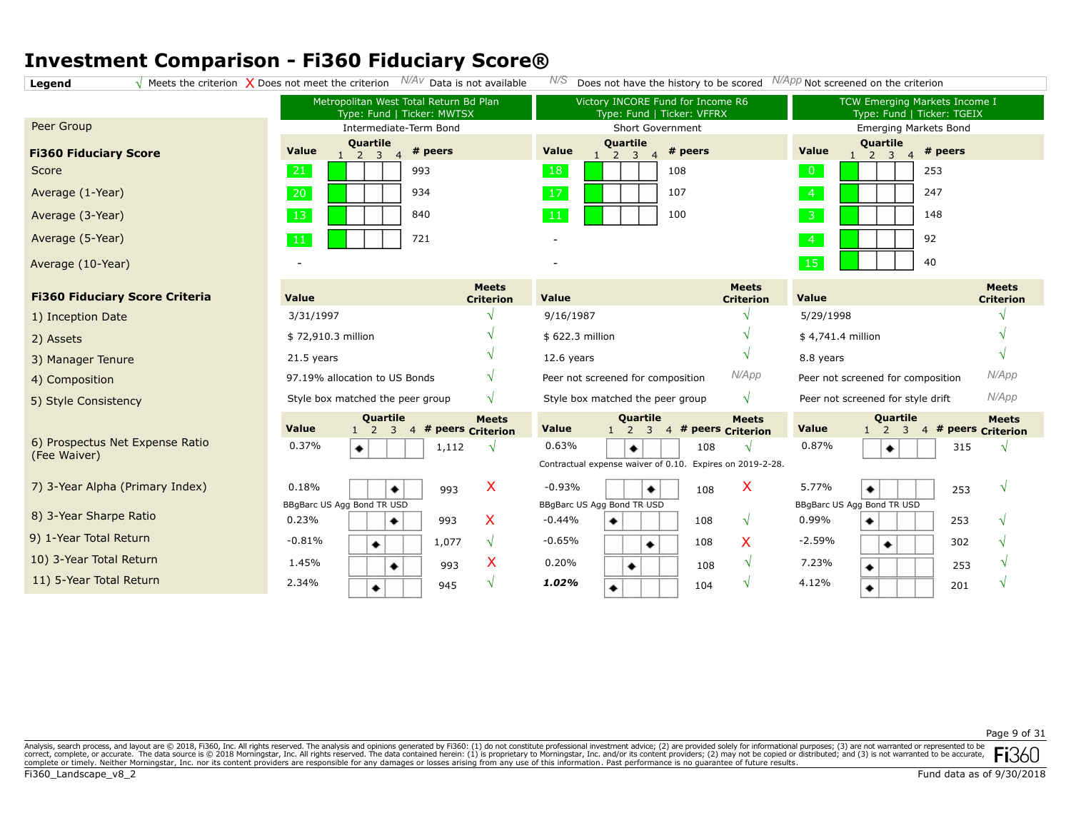# Investment Comparison - Fi360 Fiduciary Score®

**Legend** √ Meets the criterion X Does not meet the criterion N/Av Data is not available N/S Does not have the history to be scored N/App Not screened on the criterion

| | Metropolitan West Total Return Bd Plan (Type: Fund \| Ticker: MWTSX) | | | Victory INCORE Fund for Income R6 (Type: Fund \| Ticker: VFFRX) | | | TCW Emerging Markets Income I (Type: Fund \| Ticker: TGEIX) | | |
|---|---|---|---|---|---|---|---|---|---|
| **Peer Group** | Intermediate-Term Bond | | | Short Government | | | Emerging Markets Bond | | |
| **Fi360 Fiduciary Score** | **Value** | **Quartile** | **# peers** | **Value** | **Quartile** | **# peers** | **Value** | **Quartile** | **# peers** |
| Score | 21 | 1 | 993 | 18 | 1 | 108 | 0 | 1 | 253 |
| Average (1-Year) | 20 | 1 | 934 | 17 | 1 | 107 | 4 | 1 | 247 |
| Average (3-Year) | 13 | 1 | 840 | 11 | 1 | 100 | 3 | 1 | 148 |
| Average (5-Year) | 11 | 1 | 721 | - | | | 4 | 1 | 92 |
| Average (10-Year) | - | | | - | | | 15 | 1 | 40 |

| **Fi360 Fiduciary Score Criteria** | **Value** | **Meets Criterion** | **Value** | **Meets Criterion** | **Value** | **Meets Criterion** |
|---|---|---|---|---|---|---|
| 1) Inception Date | 3/31/1997 | √ | 9/16/1987 | √ | 5/29/1998 | √ |
| 2) Assets | $ 72,910.3 million | √ | $ 622.3 million | √ | $ 4,741.4 million | √ |
| 3) Manager Tenure | 21.5 years | √ | 12.6 years | √ | 8.8 years | √ |
| 4) Composition | 97.19% allocation to US Bonds | √ | Peer not screened for composition | N/App | Peer not screened for composition | N/App |
| 5) Style Consistency | Style box matched the peer group | √ | Style box matched the peer group | √ | Peer not screened for style drift | N/App |

| | **Value** | **Quartile** | **# peers** | **Meets Criterion** | **Value** | **Quartile** | **# peers** | **Meets Criterion** | **Value** | **Quartile** | **# peers** | **Meets Criterion** |
|---|---|---|---|---|---|---|---|---|---|---|---|---|
| 6) Prospectus Net Expense Ratio (Fee Waiver) | 0.37% | 1 | 1,112 | √ | 0.63% (Contractual expense waiver of 0.10. Expires on 2019-2-28.) | 2 | 108 | √ | 0.87% | 2 | 315 | √ |
| 7) 3-Year Alpha (Primary Index) | 0.18% (BBgBarc US Agg Bond TR USD) | 3 | 993 | X | -0.93% (BBgBarc US Agg Bond TR USD) | 3 | 108 | X | 5.77% (BBgBarc US Agg Bond TR USD) | 1 | 253 | √ |
| 8) 3-Year Sharpe Ratio | 0.23% | 3 | 993 | X | -0.44% | 1 | 108 | √ | 0.99% | 1 | 253 | √ |
| 9) 1-Year Total Return | -0.81% | 2 | 1,077 | √ | -0.65% | 3 | 108 | X | -2.59% | 2 | 302 | √ |
| 10) 3-Year Total Return | 1.45% | 3 | 993 | X | 0.20% | 2 | 108 | √ | 7.23% | 1 | 253 | √ |
| 11) 5-Year Total Return | 2.34% | 2 | 945 | √ | ***1.02%*** | 1 | 104 | √ | 4.12% | 1 | 201 | √ |

Analysis, search process, and layout are © 2018, Fi360, Inc. All rights reserved. The analysis and opinions generated by Fi360: (1) do not constitute professional investment advice; (2) are provided solely for informational purposes; (3) are not warranted or represented to be correct, complete, or accurate. The data source is © 2018 Morningstar, Inc. All rights reserved. The data contained herein: (1) is proprietary to Morningstar, Inc. and/or its content providers; (2) may not be copied or distributed; and (3) is not warranted to be accurate, complete or timely. Neither Morningstar, Inc. nor its content providers are responsible for any damages or losses arising from any use of this information. Past performance is no guarantee of future results.

Fi360_Landscape_v8_2 — Fund data as of 9/30/2018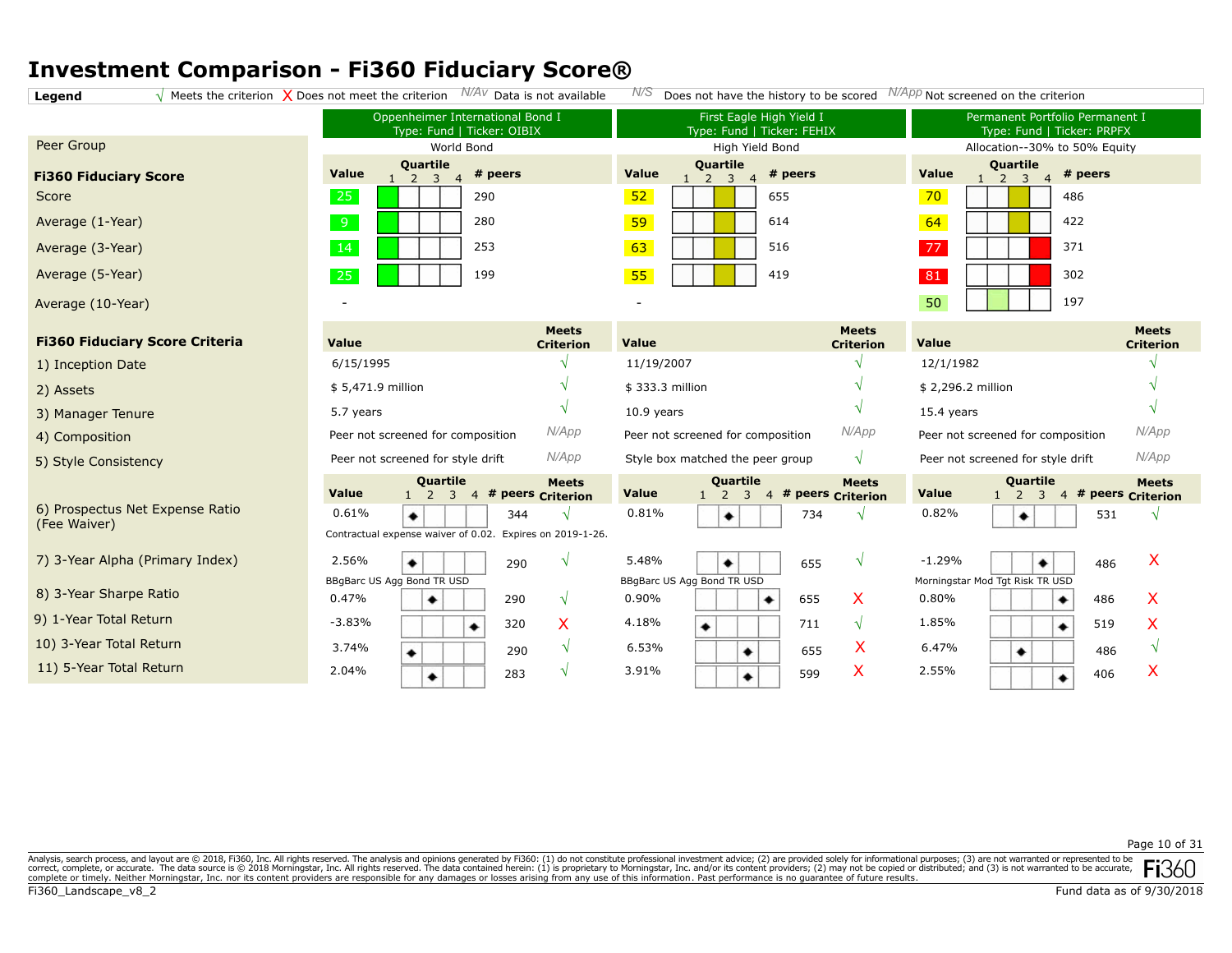# Investment Comparison - Fi360 Fiduciary Score®

**Legend** √ Meets the criterion X Does not meet the criterion *N/Av* Data is not available *N/S* Does not have the history to be scored *N/App* Not screened on the criterion

| | Oppenheimer International Bond I<br>Type: Fund \| Ticker: OIBIX | | | First Eagle High Yield I<br>Type: Fund \| Ticker: FEHIX | | | Permanent Portfolio Permanent I<br>Type: Fund \| Ticker: PRPFX | | |
|---|---|---|---|---|---|---|---|---|---|
| Peer Group | World Bond | | | High Yield Bond | | | Allocation--30% to 50% Equity | | |
| **Fi360 Fiduciary Score** | **Value** | **Quartile** | **# peers** | **Value** | **Quartile** | **# peers** | **Value** | **Quartile** | **# peers** |
| Score | 25 | 1 | 290 | 52 | 3 | 655 | 70 | 3 | 486 |
| Average (1-Year) | 9 | 1 | 280 | 59 | 3 | 614 | 64 | 3 | 422 |
| Average (3-Year) | 14 | 1 | 253 | 63 | 3 | 516 | 77 | 4 | 371 |
| Average (5-Year) | 25 | 1 | 199 | 55 | 3 | 419 | 81 | 4 | 302 |
| Average (10-Year) | - | | | - | | | 50 | 2 | 197 |

| **Fi360 Fiduciary Score Criteria** | **Value** | **Meets Criterion** | **Value** | **Meets Criterion** | **Value** | **Meets Criterion** |
|---|---|---|---|---|---|---|
| 1) Inception Date | 6/15/1995 | √ | 11/19/2007 | √ | 12/1/1982 | √ |
| 2) Assets | $ 5,471.9 million | √ | $ 333.3 million | √ | $ 2,296.2 million | √ |
| 3) Manager Tenure | 5.7 years | √ | 10.9 years | √ | 15.4 years | √ |
| 4) Composition | Peer not screened for composition | *N/App* | Peer not screened for composition | *N/App* | Peer not screened for composition | *N/App* |
| 5) Style Consistency | Peer not screened for style drift | *N/App* | Style box matched the peer group | √ | Peer not screened for style drift | *N/App* |

| | **Value** | **Quartile** | **# peers** | **Meets Criterion** | **Value** | **Quartile** | **# peers** | **Meets Criterion** | **Value** | **Quartile** | **# peers** | **Meets Criterion** |
|---|---|---|---|---|---|---|---|---|---|---|---|---|
| 6) Prospectus Net Expense Ratio (Fee Waiver) | 0.61%<br>Contractual expense waiver of 0.02. Expires on 2019-1-26. | 1 | 344 | √ | 0.81% | 2 | 734 | √ | 0.82% | 2 | 531 | √ |
| 7) 3-Year Alpha (Primary Index) | 2.56%<br>BBgBarc US Agg Bond TR USD | 1 | 290 | √ | 5.48%<br>BBgBarc US Agg Bond TR USD | 2 | 655 | √ | -1.29%<br>Morningstar Mod Tgt Risk TR USD | 3 | 486 | X |
| 8) 3-Year Sharpe Ratio | 0.47% | 2 | 290 | √ | 0.90% | 4 | 655 | X | 0.80% | 4 | 486 | X |
| 9) 1-Year Total Return | -3.83% | 4 | 320 | X | 4.18% | 1 | 711 | √ | 1.85% | 4 | 519 | X |
| 10) 3-Year Total Return | 3.74% | 1 | 290 | √ | 6.53% | 3 | 655 | X | 6.47% | 2 | 486 | √ |
| 11) 5-Year Total Return | 2.04% | 2 | 283 | √ | 3.91% | 3 | 599 | X | 2.55% | 4 | 406 | X |

Analysis, search process, and layout are © 2018, Fi360, Inc. All rights reserved. The analysis and opinions generated by Fi360: (1) do not constitute professional investment advice; (2) are provided solely for informational purposes; (3) are not warranted or represented to be correct, complete, or accurate. The data source is © 2018 Morningstar, Inc. All rights reserved. The data contained herein: (1) is proprietary to Morningstar, Inc. and/or its content providers; (2) may not be copied or distributed; and (3) is not warranted to be accurate, complete or timely. Neither Morningstar, Inc. nor its content providers are responsible for any damages or losses arising from any use of this information. Past performance is no guarantee of future results.

Fund data as of 9/30/2018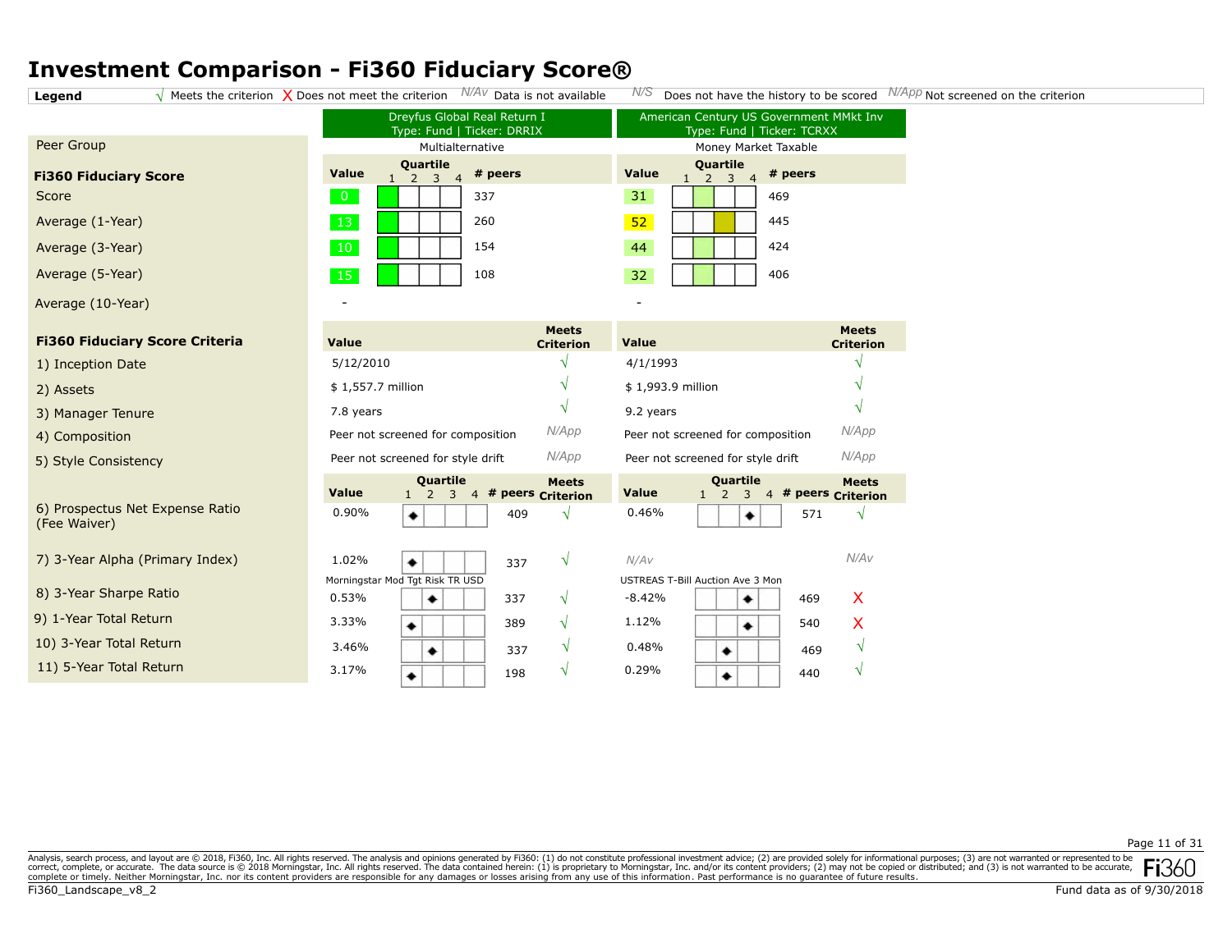# Investment Comparison - Fi360 Fiduciary Score®

**Legend** √ Meets the criterion X Does not meet the criterion *N/Av* Data is not available *N/S* Does not have the history to be scored *N/App* Not screened on the criterion

| | Dreyfus Global Real Return I<br>Type: Fund \| Ticker: DRRIX | | | | American Century US Government MMkt Inv<br>Type: Fund \| Ticker: TCRXX | | | |
|---|---|---|---|---|---|---|---|---|
| Peer Group | Multialternative | | | | Money Market Taxable | | | |
| **Fi360 Fiduciary Score** | **Value** | **Quartile** | **# peers** | | **Value** | **Quartile** | **# peers** | |
| Score | 0 | 1 | 337 | | 31 | 2 | 469 | |
| Average (1-Year) | 13 | 1 | 260 | | 52 | 3 | 445 | |
| Average (3-Year) | 10 | 1 | 154 | | 44 | 2 | 424 | |
| Average (5-Year) | 15 | 1 | 108 | | 32 | 2 | 406 | |
| Average (10-Year) | - | | | | - | | | |
| **Fi360 Fiduciary Score Criteria** | **Value** | | | **Meets Criterion** | **Value** | | | **Meets Criterion** |
| 1) Inception Date | 5/12/2010 | | | √ | 4/1/1993 | | | √ |
| 2) Assets | $ 1,557.7 million | | | √ | $ 1,993.9 million | | | √ |
| 3) Manager Tenure | 7.8 years | | | √ | 9.2 years | | | √ |
| 4) Composition | Peer not screened for composition | | | *N/App* | Peer not screened for composition | | | *N/App* |
| 5) Style Consistency | Peer not screened for style drift | | | *N/App* | Peer not screened for style drift | | | *N/App* |
| | **Value** | **Quartile** | **# peers** | **Meets Criterion** | **Value** | **Quartile** | **# peers** | **Meets Criterion** |
| 6) Prospectus Net Expense Ratio (Fee Waiver) | 0.90% | 1 | 409 | √ | 0.46% | 3 | 571 | √ |
| 7) 3-Year Alpha (Primary Index) | 1.02%<br>Morningstar Mod Tgt Risk TR USD | 1 | 337 | √ | *N/Av*<br>USTREAS T-Bill Auction Ave 3 Mon | | | *N/Av* |
| 8) 3-Year Sharpe Ratio | 0.53% | 2 | 337 | √ | -8.42% | 3 | 469 | X |
| 9) 1-Year Total Return | 3.33% | 1 | 389 | √ | 1.12% | 3 | 540 | X |
| 10) 3-Year Total Return | 3.46% | 2 | 337 | √ | 0.48% | 2 | 469 | √ |
| 11) 5-Year Total Return | 3.17% | 1 | 198 | √ | 0.29% | 2 | 440 | √ |

Analysis, search process, and layout are © 2018, Fi360, Inc. All rights reserved. The analysis and opinions generated by Fi360: (1) do not constitute professional investment advice; (2) are provided solely for informational purposes; (3) are not warranted or represented to be correct, complete, or accurate. The data source is © 2018 Morningstar, Inc. All rights reserved. The data contained herein: (1) is proprietary to Morningstar, Inc. and/or its content providers; (2) may not be copied or distributed; and (3) is not warranted to be accurate, complete or timely. Neither Morningstar, Inc. nor its content providers are responsible for any damages or losses arising from any use of this information. Past performance is no guarantee of future results.

Fi360_Landscape_v8_2

Fund data as of 9/30/2018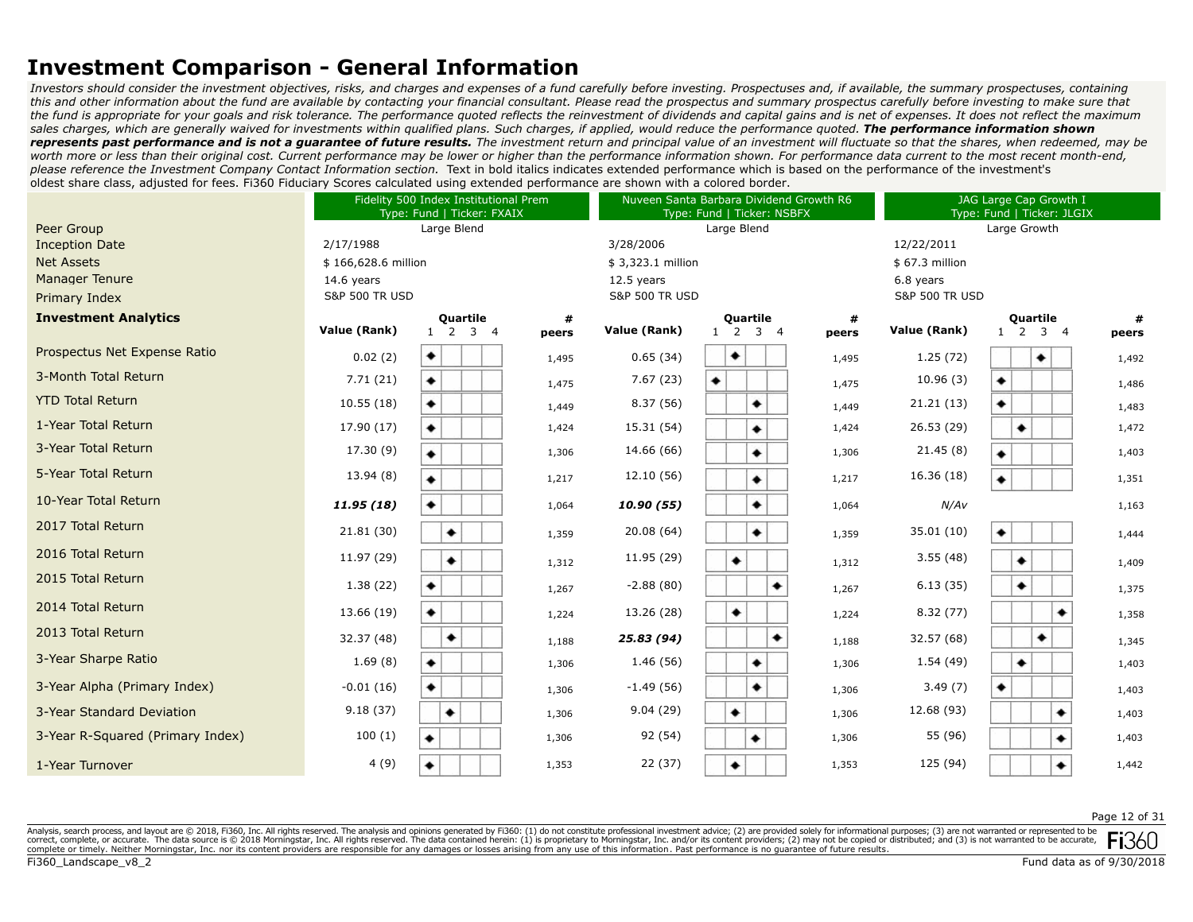# Investment Comparison - General Information

*Investors should consider the investment objectives, risks, and charges and expenses of a fund carefully before investing. Prospectuses and, if available, the summary prospectuses, containing this and other information about the fund are available by contacting your financial consultant. Please read the prospectus and summary prospectus carefully before investing to make sure that the fund is appropriate for your goals and risk tolerance. The performance quoted reflects the reinvestment of dividends and capital gains and is net of expenses. It does not reflect the maximum sales charges, which are generally waived for investments within qualified plans. Such charges, if applied, would reduce the performance quoted.* ***The performance information shown represents past performance and is not a guarantee of future results.*** *The investment return and principal value of an investment will fluctuate so that the shares, when redeemed, may be worth more or less than their original cost. Current performance may be lower or higher than the performance information shown. For performance data current to the most recent month-end, please reference the Investment Company Contact Information section.* Text in bold italics indicates extended performance which is based on the performance of the investment's oldest share class, adjusted for fees. Fi360 Fiduciary Scores calculated using extended performance are shown with a colored border.

| | Fidelity 500 Index Institutional Prem<br>Type: Fund \| Ticker: FXAIX | | | Nuveen Santa Barbara Dividend Growth R6<br>Type: Fund \| Ticker: NSBFX | | | JAG Large Cap Growth I<br>Type: Fund \| Ticker: JLGIX | | |
|---|---|---|---|---|---|---|---|---|---|
| Peer Group | Large Blend | | | Large Blend | | | Large Growth | | |
| Inception Date | 2/17/1988 | | | 3/28/2006 | | | 12/22/2011 | | |
| Net Assets | $ 166,628.6 million | | | $ 3,323.1 million | | | $ 67.3 million | | |
| Manager Tenure | 14.6 years | | | 12.5 years | | | 6.8 years | | |
| Primary Index | S&P 500 TR USD | | | S&P 500 TR USD | | | S&P 500 TR USD | | |
| **Investment Analytics** | **Value (Rank)** | **Quartile** | **# peers** | **Value (Rank)** | **Quartile** | **# peers** | **Value (Rank)** | **Quartile** | **# peers** |
| Prospectus Net Expense Ratio | 0.02 (2) | 1 | 1,495 | 0.65 (34) | 2 | 1,495 | 1.25 (72) | 3 | 1,492 |
| 3-Month Total Return | 7.71 (21) | 1 | 1,475 | 7.67 (23) | 1 | 1,475 | 10.96 (3) | 1 | 1,486 |
| YTD Total Return | 10.55 (18) | 1 | 1,449 | 8.37 (56) | 3 | 1,449 | 21.21 (13) | 1 | 1,483 |
| 1-Year Total Return | 17.90 (17) | 1 | 1,424 | 15.31 (54) | 3 | 1,424 | 26.53 (29) | 2 | 1,472 |
| 3-Year Total Return | 17.30 (9) | 1 | 1,306 | 14.66 (66) | 3 | 1,306 | 21.45 (8) | 1 | 1,403 |
| 5-Year Total Return | 13.94 (8) | 1 | 1,217 | 12.10 (56) | 3 | 1,217 | 16.36 (18) | 1 | 1,351 |
| 10-Year Total Return | ***11.95 (18)*** | 1 | 1,064 | ***10.90 (55)*** | 3 | 1,064 | *N/Av* | | 1,163 |
| 2017 Total Return | 21.81 (30) | 2 | 1,359 | 20.08 (64) | 3 | 1,359 | 35.01 (10) | 1 | 1,444 |
| 2016 Total Return | 11.97 (29) | 2 | 1,312 | 11.95 (29) | 2 | 1,312 | 3.55 (48) | 2 | 1,409 |
| 2015 Total Return | 1.38 (22) | 1 | 1,267 | -2.88 (80) | 4 | 1,267 | 6.13 (35) | 2 | 1,375 |
| 2014 Total Return | 13.66 (19) | 1 | 1,224 | 13.26 (28) | 2 | 1,224 | 8.32 (77) | 4 | 1,358 |
| 2013 Total Return | 32.37 (48) | 2 | 1,188 | ***25.83 (94)*** | 4 | 1,188 | 32.57 (68) | 3 | 1,345 |
| 3-Year Sharpe Ratio | 1.69 (8) | 1 | 1,306 | 1.46 (56) | 3 | 1,306 | 1.54 (49) | 2 | 1,403 |
| 3-Year Alpha (Primary Index) | -0.01 (16) | 1 | 1,306 | -1.49 (56) | 3 | 1,306 | 3.49 (7) | 1 | 1,403 |
| 3-Year Standard Deviation | 9.18 (37) | 2 | 1,306 | 9.04 (29) | 2 | 1,306 | 12.68 (93) | 4 | 1,403 |
| 3-Year R-Squared (Primary Index) | 100 (1) | 1 | 1,306 | 92 (54) | 3 | 1,306 | 55 (96) | 4 | 1,403 |
| 1-Year Turnover | 4 (9) | 1 | 1,353 | 22 (37) | 2 | 1,353 | 125 (94) | 4 | 1,442 |

Analysis, search process, and layout are © 2018, Fi360, Inc. All rights reserved. The analysis and opinions generated by Fi360: (1) do not constitute professional investment advice; (2) are provided solely for informational purposes; (3) are not warranted or represented to be correct, complete, or accurate. The data source is © 2018 Morningstar, Inc. All rights reserved. The data contained herein: (1) is proprietary to Morningstar, Inc. and/or its content providers; (2) may not be copied or distributed; and (3) is not warranted to be accurate, complete or timely. Neither Morningstar, Inc. nor its content providers are responsible for any damages or losses arising from any use of this information. Past performance is no guarantee of future results.

Fund data as of 9/30/2018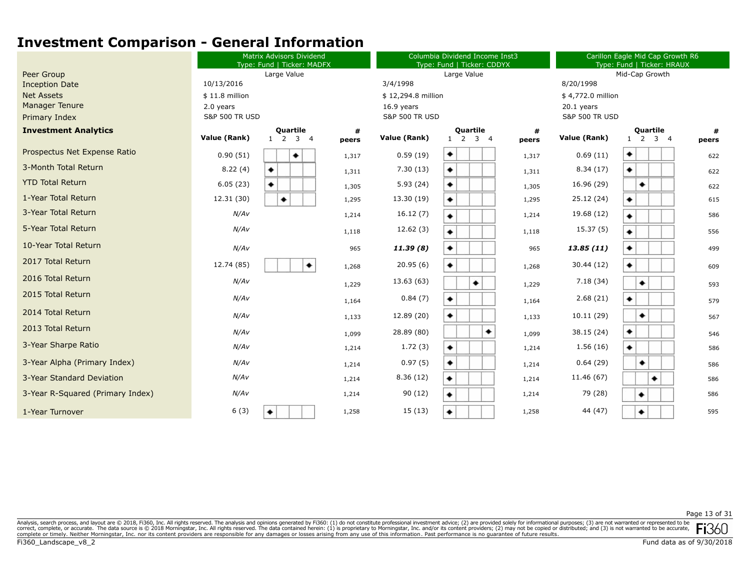# Investment Comparison - General Information

| | Matrix Advisors Dividend<br>Type: Fund \| Ticker: MADFX | | | Columbia Dividend Income Inst3<br>Type: Fund \| Ticker: CDDYX | | | Carillon Eagle Mid Cap Growth R6<br>Type: Fund \| Ticker: HRAUX | | |
|---|---|---|---|---|---|---|---|---|---|
| Peer Group | Large Value | | | Large Value | | | Mid-Cap Growth | | |
| Inception Date | 10/13/2016 | | | 3/4/1998 | | | 8/20/1998 | | |
| Net Assets | $ 11.8 million | | | $ 12,294.8 million | | | $ 4,772.0 million | | |
| Manager Tenure | 2.0 years | | | 16.9 years | | | 20.1 years | | |
| Primary Index | S&P 500 TR USD | | | S&P 500 TR USD | | | S&P 500 TR USD | | |
| **Investment Analytics** | **Value (Rank)** | **Quartile** | **# peers** | **Value (Rank)** | **Quartile** | **# peers** | **Value (Rank)** | **Quartile** | **# peers** |
| Prospectus Net Expense Ratio | 0.90 (51) | 3 | 1,317 | 0.59 (19) | 1 | 1,317 | 0.69 (11) | 1 | 622 |
| 3-Month Total Return | 8.22 (4) | 1 | 1,311 | 7.30 (13) | 1 | 1,311 | 8.34 (17) | 1 | 622 |
| YTD Total Return | 6.05 (23) | 1 | 1,305 | 5.93 (24) | 1 | 1,305 | 16.96 (29) | 2 | 622 |
| 1-Year Total Return | 12.31 (30) | 2 | 1,295 | 13.30 (19) | 1 | 1,295 | 25.12 (24) | 1 | 615 |
| 3-Year Total Return | *N/Av* | | 1,214 | 16.12 (7) | 1 | 1,214 | 19.68 (12) | 1 | 586 |
| 5-Year Total Return | *N/Av* | | 1,118 | 12.62 (3) | 1 | 1,118 | 15.37 (5) | 1 | 556 |
| 10-Year Total Return | *N/Av* | | 965 | ***11.39 (8)*** | 1 | 965 | ***13.85 (11)*** | 1 | 499 |
| 2017 Total Return | 12.74 (85) | 4 | 1,268 | 20.95 (6) | 1 | 1,268 | 30.44 (12) | 1 | 609 |
| 2016 Total Return | *N/Av* | | 1,229 | 13.63 (63) | 3 | 1,229 | 7.18 (34) | 2 | 593 |
| 2015 Total Return | *N/Av* | | 1,164 | 0.84 (7) | 1 | 1,164 | 2.68 (21) | 1 | 579 |
| 2014 Total Return | *N/Av* | | 1,133 | 12.89 (20) | 1 | 1,133 | 10.11 (29) | 2 | 567 |
| 2013 Total Return | *N/Av* | | 1,099 | 28.89 (80) | 4 | 1,099 | 38.15 (24) | 1 | 546 |
| 3-Year Sharpe Ratio | *N/Av* | | 1,214 | 1.72 (3) | 1 | 1,214 | 1.56 (16) | 1 | 586 |
| 3-Year Alpha (Primary Index) | *N/Av* | | 1,214 | 0.97 (5) | 1 | 1,214 | 0.64 (29) | 2 | 586 |
| 3-Year Standard Deviation | *N/Av* | | 1,214 | 8.36 (12) | 1 | 1,214 | 11.46 (67) | 3 | 586 |
| 3-Year R-Squared (Primary Index) | *N/Av* | | 1,214 | 90 (12) | 1 | 1,214 | 79 (28) | 2 | 586 |
| 1-Year Turnover | 6 (3) | 1 | 1,258 | 15 (13) | 1 | 1,258 | 44 (47) | 2 | 595 |

Analysis, search process, and layout are © 2018, Fi360, Inc. All rights reserved. The analysis and opinions generated by Fi360: (1) do not constitute professional investment advice; (2) are provided solely for informational purposes; (3) are not warranted or represented to be correct, complete, or accurate. The data source is © 2018 Morningstar, Inc. All rights reserved. The data contained herein: (1) is proprietary to Morningstar, Inc. and/or its content providers; (2) may not be copied or distributed; and (3) is not warranted to be accurate, complete or timely. Neither Morningstar, Inc. nor its content providers are responsible for any damages or losses arising from any use of this information. Past performance is no guarantee of future results.

Fi360_Landscape_v8_2

Fund data as of 9/30/2018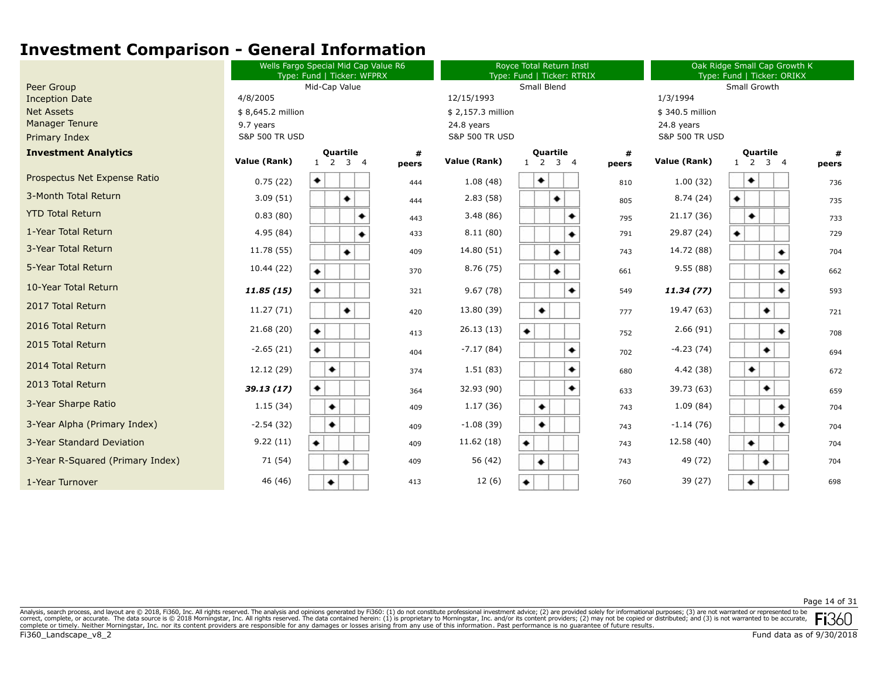# Investment Comparison - General Information

| | Wells Fargo Special Mid Cap Value R6<br>Type: Fund \| Ticker: WFPRX | | | Royce Total Return Instl<br>Type: Fund \| Ticker: RTRIX | | | Oak Ridge Small Cap Growth K<br>Type: Fund \| Ticker: ORIKX | | |
|---|---|---|---|---|---|---|---|---|---|
| Peer Group | Mid-Cap Value | | | Small Blend | | | Small Growth | | |
| Inception Date | 4/8/2005 | | | 12/15/1993 | | | 1/3/1994 | | |
| Net Assets | $ 8,645.2 million | | | $ 2,157.3 million | | | $ 340.5 million | | |
| Manager Tenure | 9.7 years | | | 24.8 years | | | 24.8 years | | |
| Primary Index | S&P 500 TR USD | | | S&P 500 TR USD | | | S&P 500 TR USD | | |
| **Investment Analytics** | **Value (Rank)** | **Quartile** | **# peers** | **Value (Rank)** | **Quartile** | **# peers** | **Value (Rank)** | **Quartile** | **# peers** |
| Prospectus Net Expense Ratio | 0.75 (22) | 1 | 444 | 1.08 (48) | 2 | 810 | 1.00 (32) | 2 | 736 |
| 3-Month Total Return | 3.09 (51) | 3 | 444 | 2.83 (58) | 3 | 805 | 8.74 (24) | 1 | 735 |
| YTD Total Return | 0.83 (80) | 4 | 443 | 3.48 (86) | 4 | 795 | 21.17 (36) | 2 | 733 |
| 1-Year Total Return | 4.95 (84) | 4 | 433 | 8.11 (80) | 4 | 791 | 29.87 (24) | 1 | 729 |
| 3-Year Total Return | 11.78 (55) | 3 | 409 | 14.80 (51) | 3 | 743 | 14.72 (88) | 4 | 704 |
| 5-Year Total Return | 10.44 (22) | 1 | 370 | 8.76 (75) | 3 | 661 | 9.55 (88) | 4 | 662 |
| 10-Year Total Return | ***11.85 (15)*** | 1 | 321 | 9.67 (78) | 4 | 549 | ***11.34 (77)*** | 4 | 593 |
| 2017 Total Return | 11.27 (71) | 3 | 420 | 13.80 (39) | 2 | 777 | 19.47 (63) | 3 | 721 |
| 2016 Total Return | 21.68 (20) | 1 | 413 | 26.13 (13) | 1 | 752 | 2.66 (91) | 4 | 708 |
| 2015 Total Return | -2.65 (21) | 1 | 404 | -7.17 (84) | 4 | 702 | -4.23 (74) | 3 | 694 |
| 2014 Total Return | 12.12 (29) | 2 | 374 | 1.51 (83) | 4 | 680 | 4.42 (38) | 2 | 672 |
| 2013 Total Return | ***39.13 (17)*** | 1 | 364 | 32.93 (90) | 4 | 633 | 39.73 (63) | 3 | 659 |
| 3-Year Sharpe Ratio | 1.15 (34) | 2 | 409 | 1.17 (36) | 2 | 743 | 1.09 (84) | 4 | 704 |
| 3-Year Alpha (Primary Index) | -2.54 (32) | 2 | 409 | -1.08 (39) | 2 | 743 | -1.14 (76) | 4 | 704 |
| 3-Year Standard Deviation | 9.22 (11) | 1 | 409 | 11.62 (18) | 1 | 743 | 12.58 (40) | 2 | 704 |
| 3-Year R-Squared (Primary Index) | 71 (54) | 3 | 409 | 56 (42) | 2 | 743 | 49 (72) | 3 | 704 |
| 1-Year Turnover | 46 (46) | 2 | 413 | 12 (6) | 1 | 760 | 39 (27) | 2 | 698 |

Analysis, search process, and layout are © 2018, Fi360, Inc. All rights reserved. The analysis and opinions generated by Fi360: (1) do not constitute professional investment advice; (2) are provided solely for informational purposes; (3) are not warranted or represented to be correct, complete, or accurate. The data source is © 2018 Morningstar, Inc. All rights reserved. The data contained herein: (1) is proprietary to Morningstar, Inc. and/or its content providers; (2) may not be copied or distributed; and (3) is not warranted to be accurate, complete or timely. Neither Morningstar, Inc. nor its content providers are responsible for any damages or losses arising from any use of this information. Past performance is no guarantee of future results.

Fund data as of 9/30/2018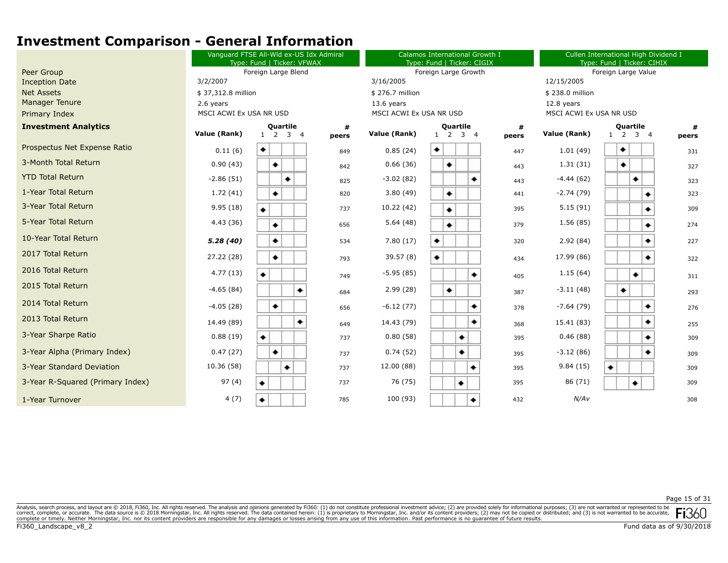# Investment Comparison - General Information

| | Vanguard FTSE All-Wld ex-US Idx Admiral<br>Type: Fund \| Ticker: VFWAX | | | Calamos International Growth I<br>Type: Fund \| Ticker: CIGIX | | | Cullen International High Dividend I<br>Type: Fund \| Ticker: CIHIX | | |
|---|---|---|---|---|---|---|---|---|---|
| Peer Group | Foreign Large Blend | | | Foreign Large Growth | | | Foreign Large Value | | |
| Inception Date | 3/2/2007 | | | 3/16/2005 | | | 12/15/2005 | | |
| Net Assets | $ 37,312.8 million | | | $ 276.7 million | | | $ 238.0 million | | |
| Manager Tenure | 2.6 years | | | 13.6 years | | | 12.8 years | | |
| Primary Index | MSCI ACWI Ex USA NR USD | | | MSCI ACWI Ex USA NR USD | | | MSCI ACWI Ex USA NR USD | | |
| **Investment Analytics** | **Value (Rank)** | **Quartile** | **# peers** | **Value (Rank)** | **Quartile** | **# peers** | **Value (Rank)** | **Quartile** | **# peers** |
| Prospectus Net Expense Ratio | 0.11 (6) | 1 | 849 | 0.85 (24) | 1 | 447 | 1.01 (49) | 2 | 331 |
| 3-Month Total Return | 0.90 (43) | 2 | 842 | 0.66 (36) | 2 | 443 | 1.31 (31) | 2 | 327 |
| YTD Total Return | -2.86 (51) | 3 | 825 | -3.02 (82) | 4 | 443 | -4.44 (62) | 3 | 323 |
| 1-Year Total Return | 1.72 (41) | 2 | 820 | 3.80 (49) | 2 | 441 | -2.74 (79) | 4 | 323 |
| 3-Year Total Return | 9.95 (18) | 1 | 737 | 10.22 (42) | 2 | 395 | 5.15 (91) | 4 | 309 |
| 5-Year Total Return | 4.43 (36) | 2 | 656 | 5.64 (48) | 2 | 379 | 1.56 (85) | 4 | 274 |
| 10-Year Total Return | ***5.28 (40)*** | 2 | 534 | 7.80 (17) | 1 | 320 | 2.92 (84) | 4 | 227 |
| 2017 Total Return | 27.22 (28) | 2 | 793 | 39.57 (8) | 1 | 434 | 17.99 (86) | 4 | 322 |
| 2016 Total Return | 4.77 (13) | 1 | 749 | -5.95 (85) | 4 | 405 | 1.15 (64) | 3 | 311 |
| 2015 Total Return | -4.65 (84) | 4 | 684 | 2.99 (28) | 2 | 387 | -3.11 (48) | 2 | 293 |
| 2014 Total Return | -4.05 (28) | 2 | 656 | -6.12 (77) | 4 | 378 | -7.64 (79) | 4 | 276 |
| 2013 Total Return | 14.49 (89) | 4 | 649 | 14.43 (79) | 4 | 368 | 15.41 (83) | 4 | 255 |
| 3-Year Sharpe Ratio | 0.88 (19) | 1 | 737 | 0.80 (58) | 3 | 395 | 0.46 (88) | 4 | 309 |
| 3-Year Alpha (Primary Index) | 0.47 (27) | 2 | 737 | 0.74 (52) | 3 | 395 | -3.12 (86) | 4 | 309 |
| 3-Year Standard Deviation | 10.36 (58) | 3 | 737 | 12.00 (88) | 4 | 395 | 9.84 (15) | 1 | 309 |
| 3-Year R-Squared (Primary Index) | 97 (4) | 1 | 737 | 76 (75) | 3 | 395 | 86 (71) | 3 | 309 |
| 1-Year Turnover | 4 (7) | 1 | 785 | 100 (93) | 4 | 432 | *N/Av* | | 308 |

Analysis, search process, and layout are © 2018, Fi360, Inc. All rights reserved. The analysis and opinions generated by Fi360: (1) do not constitute professional investment advice; (2) are provided solely for informational purposes; (3) are not warranted or represented to be correct, complete, or accurate. The data source is © 2018 Morningstar, Inc. All rights reserved. The data contained herein: (1) is proprietary to Morningstar, Inc. and/or its content providers; (2) may not be copied or distributed; and (3) is not warranted to be accurate, complete or timely. Neither Morningstar, Inc. nor its content providers are responsible for any damages or losses arising from any use of this information. Past performance is no guarantee of future results.

Fi360_Landscape_v8_2

Fund data as of 9/30/2018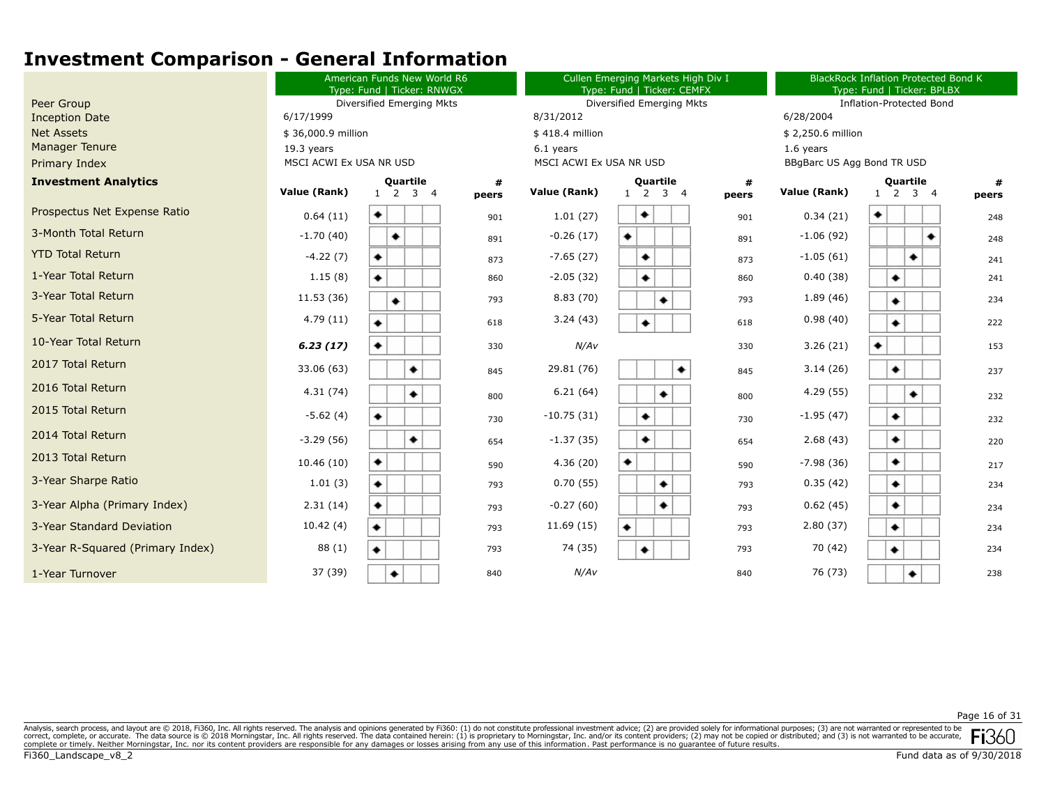# Investment Comparison - General Information

| | American Funds New World R6<br>Type: Fund \| Ticker: RNWGX | | | Cullen Emerging Markets High Div I<br>Type: Fund \| Ticker: CEMFX | | | BlackRock Inflation Protected Bond K<br>Type: Fund \| Ticker: BPLBX | | |
|---|---|---|---|---|---|---|---|---|---|
| Peer Group | Diversified Emerging Mkts | | | Diversified Emerging Mkts | | | Inflation-Protected Bond | | |
| Inception Date | 6/17/1999 | | | 8/31/2012 | | | 6/28/2004 | | |
| Net Assets | $ 36,000.9 million | | | $ 418.4 million | | | $ 2,250.6 million | | |
| Manager Tenure | 19.3 years | | | 6.1 years | | | 1.6 years | | |
| Primary Index | MSCI ACWI Ex USA NR USD | | | MSCI ACWI Ex USA NR USD | | | BBgBarc US Agg Bond TR USD | | |
| **Investment Analytics** | **Value (Rank)** | **Quartile** | **# peers** | **Value (Rank)** | **Quartile** | **# peers** | **Value (Rank)** | **Quartile** | **# peers** |
| Prospectus Net Expense Ratio | 0.64 (11) | 1 | 901 | 1.01 (27) | 2 | 901 | 0.34 (21) | 1 | 248 |
| 3-Month Total Return | -1.70 (40) | 2 | 891 | -0.26 (17) | 1 | 891 | -1.06 (92) | 4 | 248 |
| YTD Total Return | -4.22 (7) | 1 | 873 | -7.65 (27) | 2 | 873 | -1.05 (61) | 3 | 241 |
| 1-Year Total Return | 1.15 (8) | 1 | 860 | -2.05 (32) | 2 | 860 | 0.40 (38) | 2 | 241 |
| 3-Year Total Return | 11.53 (36) | 2 | 793 | 8.83 (70) | 3 | 793 | 1.89 (46) | 2 | 234 |
| 5-Year Total Return | 4.79 (11) | 1 | 618 | 3.24 (43) | 2 | 618 | 0.98 (40) | 2 | 222 |
| 10-Year Total Return | ***6.23 (17)*** | 1 | 330 | *N/Av* | | 330 | 3.26 (21) | 1 | 153 |
| 2017 Total Return | 33.06 (63) | 3 | 845 | 29.81 (76) | 4 | 845 | 3.14 (26) | 2 | 237 |
| 2016 Total Return | 4.31 (74) | 3 | 800 | 6.21 (64) | 3 | 800 | 4.29 (55) | 3 | 232 |
| 2015 Total Return | -5.62 (4) | 1 | 730 | -10.75 (31) | 2 | 730 | -1.95 (47) | 2 | 232 |
| 2014 Total Return | -3.29 (56) | 3 | 654 | -1.37 (35) | 2 | 654 | 2.68 (43) | 2 | 220 |
| 2013 Total Return | 10.46 (10) | 1 | 590 | 4.36 (20) | 1 | 590 | -7.98 (36) | 2 | 217 |
| 3-Year Sharpe Ratio | 1.01 (3) | 1 | 793 | 0.70 (55) | 3 | 793 | 0.35 (42) | 2 | 234 |
| 3-Year Alpha (Primary Index) | 2.31 (14) | 1 | 793 | -0.27 (60) | 3 | 793 | 0.62 (45) | 2 | 234 |
| 3-Year Standard Deviation | 10.42 (4) | 1 | 793 | 11.69 (15) | 1 | 793 | 2.80 (37) | 2 | 234 |
| 3-Year R-Squared (Primary Index) | 88 (1) | 1 | 793 | 74 (35) | 2 | 793 | 70 (42) | 2 | 234 |
| 1-Year Turnover | 37 (39) | 2 | 840 | *N/Av* | | 840 | 76 (73) | 3 | 238 |

Analysis, search process, and layout are © 2018, Fi360, Inc. All rights reserved. The analysis and opinions generated by Fi360: (1) do not constitute professional investment advice; (2) are provided solely for informational purposes; (3) are not warranted or represented to be correct, complete, or accurate. The data source is © 2018 Morningstar, Inc. All rights reserved. The data contained herein: (1) is proprietary to Morningstar, Inc. and/or its content providers; (2) may not be copied or distributed; and (3) is not warranted to be accurate, complete or timely. Neither Morningstar, Inc. nor its content providers are responsible for any damages or losses arising from any use of this information. Past performance is no guarantee of future results.

Fund data as of 9/30/2018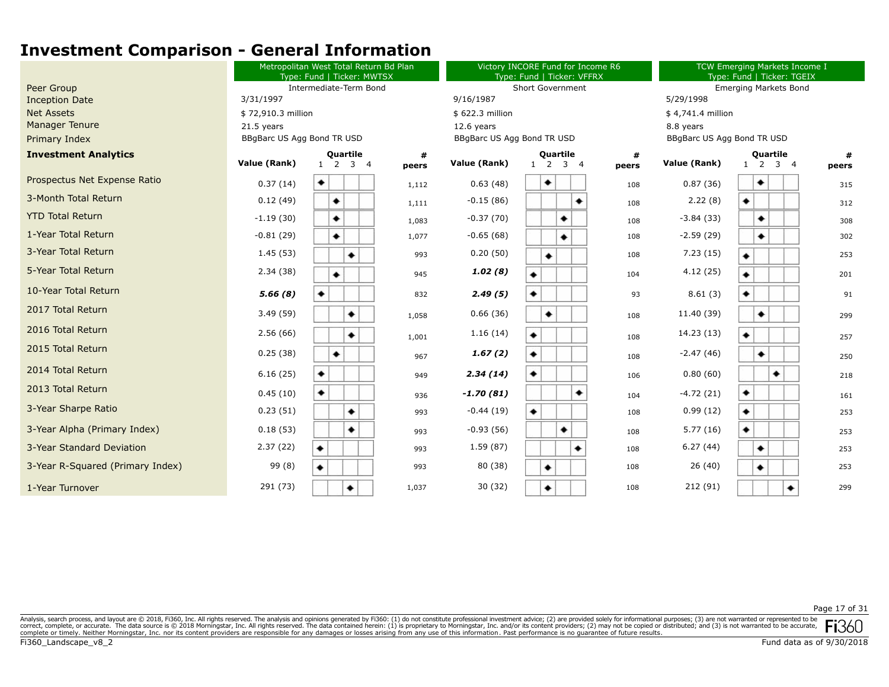# Investment Comparison - General Information

| | Metropolitan West Total Return Bd Plan<br>Type: Fund \| Ticker: MWTSX | | | Victory INCORE Fund for Income R6<br>Type: Fund \| Ticker: VFFRX | | | TCW Emerging Markets Income I<br>Type: Fund \| Ticker: TGEIX | | |
|---|---|---|---|---|---|---|---|---|---|
| Peer Group | Intermediate-Term Bond | | | Short Government | | | Emerging Markets Bond | | |
| Inception Date | 3/31/1997 | | | 9/16/1987 | | | 5/29/1998 | | |
| Net Assets | $ 72,910.3 million | | | $ 622.3 million | | | $ 4,741.4 million | | |
| Manager Tenure | 21.5 years | | | 12.6 years | | | 8.8 years | | |
| Primary Index | BBgBarc US Agg Bond TR USD | | | BBgBarc US Agg Bond TR USD | | | BBgBarc US Agg Bond TR USD | | |
| **Investment Analytics** | **Value (Rank)** | **Quartile** | **# peers** | **Value (Rank)** | **Quartile** | **# peers** | **Value (Rank)** | **Quartile** | **# peers** |
| Prospectus Net Expense Ratio | 0.37 (14) | 1 | 1,112 | 0.63 (48) | 2 | 108 | 0.87 (36) | 2 | 315 |
| 3-Month Total Return | 0.12 (49) | 2 | 1,111 | -0.15 (86) | 4 | 108 | 2.22 (8) | 1 | 312 |
| YTD Total Return | -1.19 (30) | 2 | 1,083 | -0.37 (70) | 3 | 108 | -3.84 (33) | 2 | 308 |
| 1-Year Total Return | -0.81 (29) | 2 | 1,077 | -0.65 (68) | 3 | 108 | -2.59 (29) | 2 | 302 |
| 3-Year Total Return | 1.45 (53) | 3 | 993 | 0.20 (50) | 2 | 108 | 7.23 (15) | 1 | 253 |
| 5-Year Total Return | 2.34 (38) | 2 | 945 | ***1.02 (8)*** | 1 | 104 | 4.12 (25) | 1 | 201 |
| 10-Year Total Return | ***5.66 (8)*** | 1 | 832 | ***2.49 (5)*** | 1 | 93 | 8.61 (3) | 1 | 91 |
| 2017 Total Return | 3.49 (59) | 3 | 1,058 | 0.66 (36) | 2 | 108 | 11.40 (39) | 2 | 299 |
| 2016 Total Return | 2.56 (66) | 3 | 1,001 | 1.16 (14) | 1 | 108 | 14.23 (13) | 1 | 257 |
| 2015 Total Return | 0.25 (38) | 2 | 967 | ***1.67 (2)*** | 1 | 108 | -2.47 (46) | 2 | 250 |
| 2014 Total Return | 6.16 (25) | 1 | 949 | ***2.34 (14)*** | 1 | 106 | 0.80 (60) | 3 | 218 |
| 2013 Total Return | 0.45 (10) | 1 | 936 | ***-1.70 (81)*** | 4 | 104 | -4.72 (21) | 1 | 161 |
| 3-Year Sharpe Ratio | 0.23 (51) | 3 | 993 | -0.44 (19) | 1 | 108 | 0.99 (12) | 1 | 253 |
| 3-Year Alpha (Primary Index) | 0.18 (53) | 3 | 993 | -0.93 (56) | 3 | 108 | 5.77 (16) | 1 | 253 |
| 3-Year Standard Deviation | 2.37 (22) | 1 | 993 | 1.59 (87) | 4 | 108 | 6.27 (44) | 2 | 253 |
| 3-Year R-Squared (Primary Index) | 99 (8) | 1 | 993 | 80 (38) | 2 | 108 | 26 (40) | 2 | 253 |
| 1-Year Turnover | 291 (73) | 3 | 1,037 | 30 (32) | 2 | 108 | 212 (91) | 4 | 299 |

Analysis, search process, and layout are © 2018, Fi360, Inc. All rights reserved. The analysis and opinions generated by Fi360: (1) do not constitute professional investment advice; (2) are provided solely for informational purposes; (3) are not warranted or represented to be correct, complete, or accurate. The data source is © 2018 Morningstar, Inc. All rights reserved. The data contained herein: (1) is proprietary to Morningstar, Inc. and/or its content providers; (2) may not be copied or distributed; and (3) is not warranted to be accurate, complete or timely. Neither Morningstar, Inc. nor its content providers are responsible for any damages or losses arising from any use of this information. Past performance is no guarantee of future results.

Fi360_Landscape_v8_2

Fund data as of 9/30/2018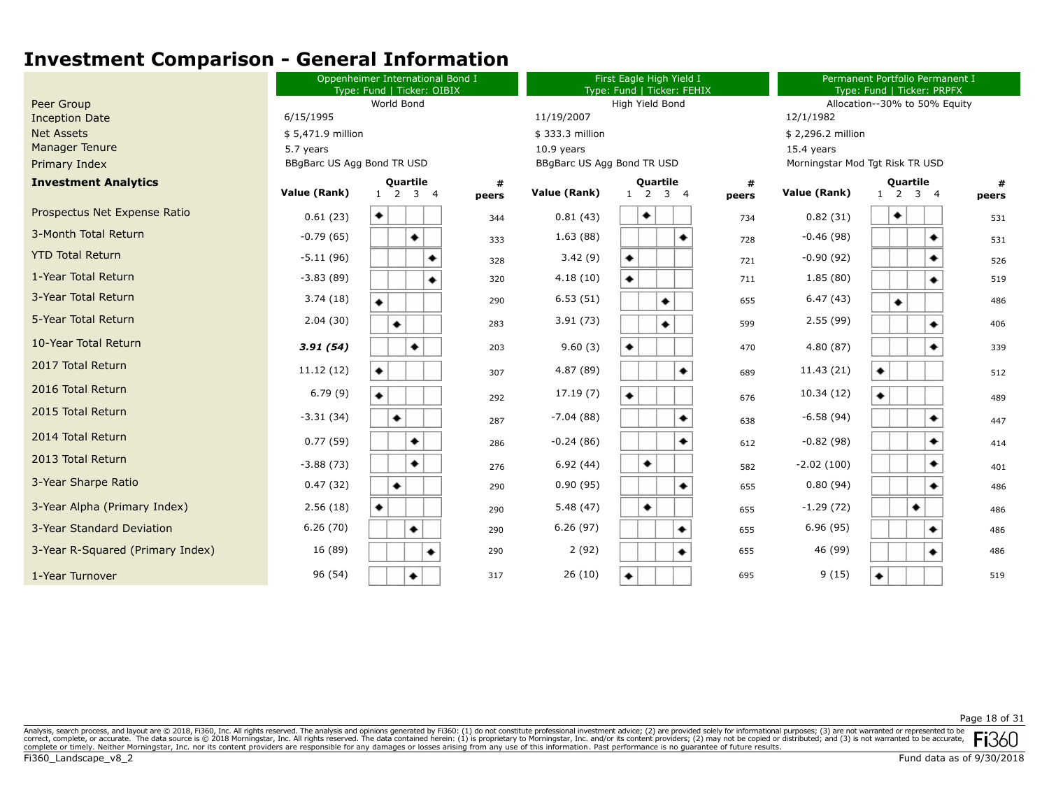# Investment Comparison - General Information

| | Oppenheimer International Bond I<br>Type: Fund \| Ticker: OIBIX | | | First Eagle High Yield I<br>Type: Fund \| Ticker: FEHIX | | | Permanent Portfolio Permanent I<br>Type: Fund \| Ticker: PRPFX | | |
|---|---|---|---|---|---|---|---|---|---|
| Peer Group | World Bond | | | High Yield Bond | | | Allocation--30% to 50% Equity | | |
| Inception Date | 6/15/1995 | | | 11/19/2007 | | | 12/1/1982 | | |
| Net Assets | $ 5,471.9 million | | | $ 333.3 million | | | $ 2,296.2 million | | |
| Manager Tenure | 5.7 years | | | 10.9 years | | | 15.4 years | | |
| Primary Index | BBgBarc US Agg Bond TR USD | | | BBgBarc US Agg Bond TR USD | | | Morningstar Mod Tgt Risk TR USD | | |
| **Investment Analytics** | **Value (Rank)** | **Quartile** | **# peers** | **Value (Rank)** | **Quartile** | **# peers** | **Value (Rank)** | **Quartile** | **# peers** |
| Prospectus Net Expense Ratio | 0.61 (23) | 1 | 344 | 0.81 (43) | 2 | 734 | 0.82 (31) | 2 | 531 |
| 3-Month Total Return | -0.79 (65) | 3 | 333 | 1.63 (88) | 4 | 728 | -0.46 (98) | 4 | 531 |
| YTD Total Return | -5.11 (96) | 4 | 328 | 3.42 (9) | 1 | 721 | -0.90 (92) | 4 | 526 |
| 1-Year Total Return | -3.83 (89) | 4 | 320 | 4.18 (10) | 1 | 711 | 1.85 (80) | 4 | 519 |
| 3-Year Total Return | 3.74 (18) | 1 | 290 | 6.53 (51) | 3 | 655 | 6.47 (43) | 2 | 486 |
| 5-Year Total Return | 2.04 (30) | 2 | 283 | 3.91 (73) | 3 | 599 | 2.55 (99) | 4 | 406 |
| 10-Year Total Return | ***3.91 (54)*** | 3 | 203 | 9.60 (3) | 1 | 470 | 4.80 (87) | 4 | 339 |
| 2017 Total Return | 11.12 (12) | 1 | 307 | 4.87 (89) | 4 | 689 | 11.43 (21) | 1 | 512 |
| 2016 Total Return | 6.79 (9) | 1 | 292 | 17.19 (7) | 1 | 676 | 10.34 (12) | 1 | 489 |
| 2015 Total Return | -3.31 (34) | 2 | 287 | -7.04 (88) | 4 | 638 | -6.58 (94) | 4 | 447 |
| 2014 Total Return | 0.77 (59) | 3 | 286 | -0.24 (86) | 4 | 612 | -0.82 (98) | 4 | 414 |
| 2013 Total Return | -3.88 (73) | 3 | 276 | 6.92 (44) | 2 | 582 | -2.02 (100) | 4 | 401 |
| 3-Year Sharpe Ratio | 0.47 (32) | 2 | 290 | 0.90 (95) | 4 | 655 | 0.80 (94) | 4 | 486 |
| 3-Year Alpha (Primary Index) | 2.56 (18) | 1 | 290 | 5.48 (47) | 2 | 655 | -1.29 (72) | 3 | 486 |
| 3-Year Standard Deviation | 6.26 (70) | 3 | 290 | 6.26 (97) | 4 | 655 | 6.96 (95) | 4 | 486 |
| 3-Year R-Squared (Primary Index) | 16 (89) | 4 | 290 | 2 (92) | 4 | 655 | 46 (99) | 4 | 486 |
| 1-Year Turnover | 96 (54) | 3 | 317 | 26 (10) | 1 | 695 | 9 (15) | 1 | 519 |

Analysis, search process, and layout are © 2018, Fi360, Inc. All rights reserved. The analysis and opinions generated by Fi360: (1) do not constitute professional investment advice; (2) are provided solely for informational purposes; (3) are not warranted or represented to be correct, complete, or accurate. The data source is © 2018 Morningstar, Inc. All rights reserved. The data contained herein: (1) is proprietary to Morningstar, Inc. and/or its content providers; (2) may not be copied or distributed; and (3) is not warranted to be accurate, complete or timely. Neither Morningstar, Inc. nor its content providers are responsible for any damages or losses arising from any use of this information. Past performance is no guarantee of future results.

Fi360_Landscape_v8_2

Fund data as of 9/30/2018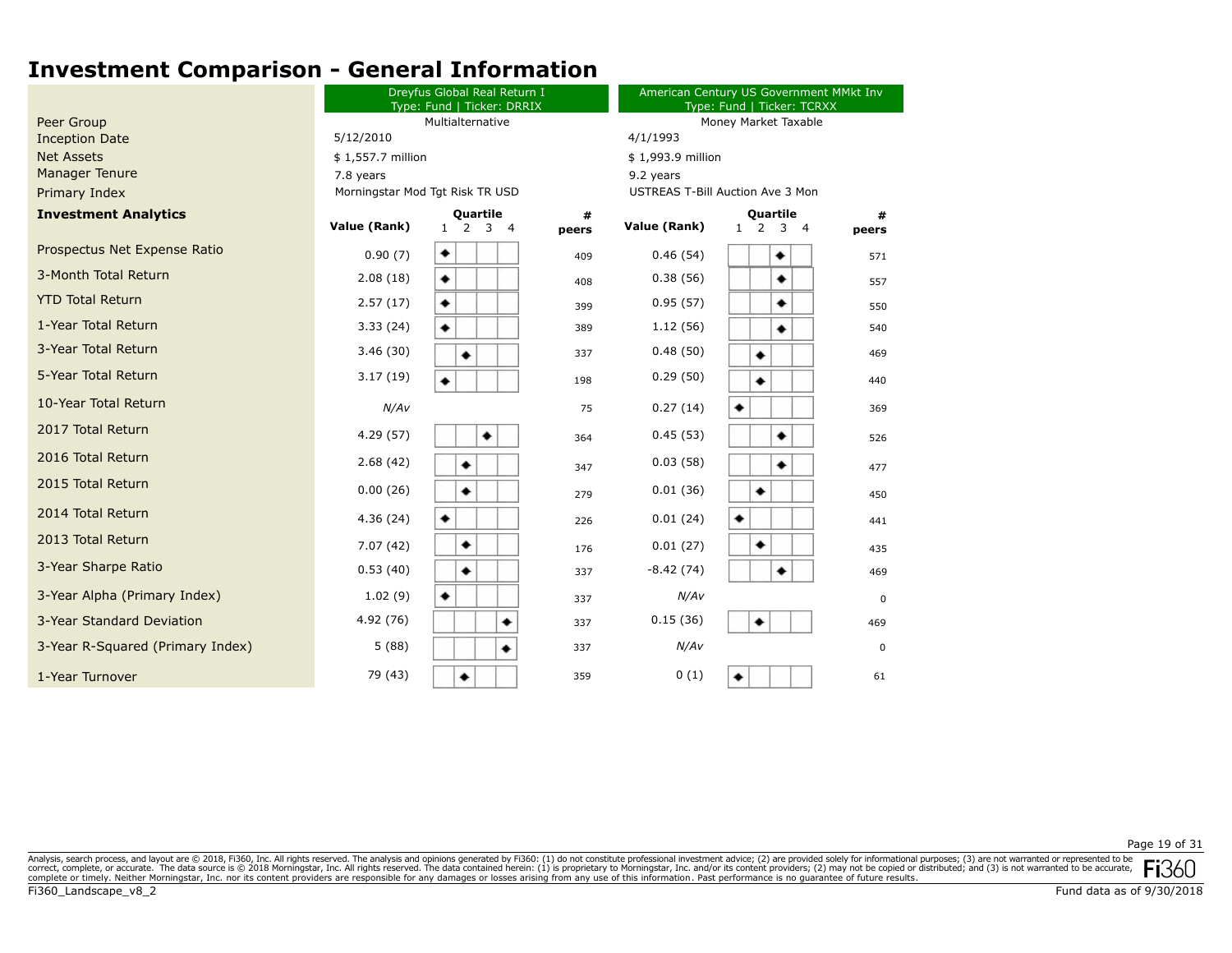# Investment Comparison - General Information

| | Dreyfus Global Real Return I<br>Type: Fund \| Ticker: DRRIX | | | American Century US Government MMkt Inv<br>Type: Fund \| Ticker: TCRXX | | |
|---|---|---|---|---|---|---|
| Peer Group | Multialternative | | | Money Market Taxable | | |
| Inception Date | 5/12/2010 | | | 4/1/1993 | | |
| Net Assets | $ 1,557.7 million | | | $ 1,993.9 million | | |
| Manager Tenure | 7.8 years | | | 9.2 years | | |
| Primary Index | Morningstar Mod Tgt Risk TR USD | | | USTREAS T-Bill Auction Ave 3 Mon | | |
| **Investment Analytics** | **Value (Rank)** | **Quartile** | **# peers** | **Value (Rank)** | **Quartile** | **# peers** |
| Prospectus Net Expense Ratio | 0.90 (7) | 1 | 409 | 0.46 (54) | 3 | 571 |
| 3-Month Total Return | 2.08 (18) | 1 | 408 | 0.38 (56) | 3 | 557 |
| YTD Total Return | 2.57 (17) | 1 | 399 | 0.95 (57) | 3 | 550 |
| 1-Year Total Return | 3.33 (24) | 1 | 389 | 1.12 (56) | 3 | 540 |
| 3-Year Total Return | 3.46 (30) | 2 | 337 | 0.48 (50) | 2 | 469 |
| 5-Year Total Return | 3.17 (19) | 1 | 198 | 0.29 (50) | 2 | 440 |
| 10-Year Total Return | *N/Av* | | 75 | 0.27 (14) | 1 | 369 |
| 2017 Total Return | 4.29 (57) | 3 | 364 | 0.45 (53) | 3 | 526 |
| 2016 Total Return | 2.68 (42) | 2 | 347 | 0.03 (58) | 3 | 477 |
| 2015 Total Return | 0.00 (26) | 2 | 279 | 0.01 (36) | 2 | 450 |
| 2014 Total Return | 4.36 (24) | 1 | 226 | 0.01 (24) | 1 | 441 |
| 2013 Total Return | 7.07 (42) | 2 | 176 | 0.01 (27) | 2 | 435 |
| 3-Year Sharpe Ratio | 0.53 (40) | 2 | 337 | -8.42 (74) | 3 | 469 |
| 3-Year Alpha (Primary Index) | 1.02 (9) | 1 | 337 | *N/Av* | | 0 |
| 3-Year Standard Deviation | 4.92 (76) | 4 | 337 | 0.15 (36) | 2 | 469 |
| 3-Year R-Squared (Primary Index) | 5 (88) | 4 | 337 | *N/Av* | | 0 |
| 1-Year Turnover | 79 (43) | 2 | 359 | 0 (1) | 1 | 61 |

Analysis, search process, and layout are © 2018, Fi360, Inc. All rights reserved. The analysis and opinions generated by Fi360: (1) do not constitute professional investment advice; (2) are provided solely for informational purposes; (3) are not warranted or represented to be correct, complete, or accurate. The data source is © 2018 Morningstar, Inc. All rights reserved. The data contained herein: (1) is proprietary to Morningstar, Inc. and/or its content providers; (2) may not be copied or distributed; and (3) is not warranted to be accurate, complete or timely. Neither Morningstar, Inc. nor its content providers are responsible for any damages or losses arising from any use of this information. Past performance is no guarantee of future results.

Fi360_Landscape_v8_2

Fund data as of 9/30/2018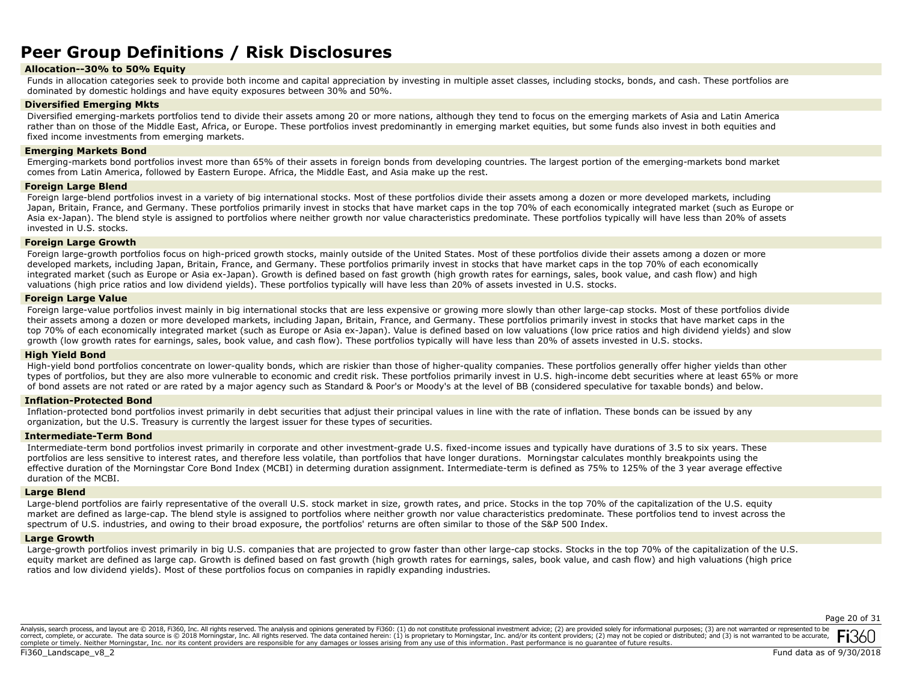# Peer Group Definitions / Risk Disclosures

### Allocation--30% to 50% Equity

Funds in allocation categories seek to provide both income and capital appreciation by investing in multiple asset classes, including stocks, bonds, and cash. These portfolios are dominated by domestic holdings and have equity exposures between 30% and 50%.

### Diversified Emerging Mkts

Diversified emerging-markets portfolios tend to divide their assets among 20 or more nations, although they tend to focus on the emerging markets of Asia and Latin America rather than on those of the Middle East, Africa, or Europe. These portfolios invest predominantly in emerging market equities, but some funds also invest in both equities and fixed income investments from emerging markets.

### Emerging Markets Bond

Emerging-markets bond portfolios invest more than 65% of their assets in foreign bonds from developing countries. The largest portion of the emerging-markets bond market comes from Latin America, followed by Eastern Europe. Africa, the Middle East, and Asia make up the rest.

### Foreign Large Blend

Foreign large-blend portfolios invest in a variety of big international stocks. Most of these portfolios divide their assets among a dozen or more developed markets, including Japan, Britain, France, and Germany. These portfolios primarily invest in stocks that have market caps in the top 70% of each economically integrated market (such as Europe or Asia ex-Japan). The blend style is assigned to portfolios where neither growth nor value characteristics predominate. These portfolios typically will have less than 20% of assets invested in U.S. stocks.

### Foreign Large Growth

Foreign large-growth portfolios focus on high-priced growth stocks, mainly outside of the United States. Most of these portfolios divide their assets among a dozen or more developed markets, including Japan, Britain, France, and Germany. These portfolios primarily invest in stocks that have market caps in the top 70% of each economically integrated market (such as Europe or Asia ex-Japan). Growth is defined based on fast growth (high growth rates for earnings, sales, book value, and cash flow) and high valuations (high price ratios and low dividend yields). These portfolios typically will have less than 20% of assets invested in U.S. stocks.

### Foreign Large Value

Foreign large-value portfolios invest mainly in big international stocks that are less expensive or growing more slowly than other large-cap stocks. Most of these portfolios divide their assets among a dozen or more developed markets, including Japan, Britain, France, and Germany. These portfolios primarily invest in stocks that have market caps in the top 70% of each economically integrated market (such as Europe or Asia ex-Japan). Value is defined based on low valuations (low price ratios and high dividend yields) and slow growth (low growth rates for earnings, sales, book value, and cash flow). These portfolios typically will have less than 20% of assets invested in U.S. stocks.

### High Yield Bond

High-yield bond portfolios concentrate on lower-quality bonds, which are riskier than those of higher-quality companies. These portfolios generally offer higher yields than other types of portfolios, but they are also more vulnerable to economic and credit risk. These portfolios primarily invest in U.S. high-income debt securities where at least 65% or more of bond assets are not rated or are rated by a major agency such as Standard & Poor's or Moody's at the level of BB (considered speculative for taxable bonds) and below.

### Inflation-Protected Bond

Inflation-protected bond portfolios invest primarily in debt securities that adjust their principal values in line with the rate of inflation. These bonds can be issued by any organization, but the U.S. Treasury is currently the largest issuer for these types of securities.

### Intermediate-Term Bond

Intermediate-term bond portfolios invest primarily in corporate and other investment-grade U.S. fixed-income issues and typically have durations of 3.5 to six years. These portfolios are less sensitive to interest rates, and therefore less volatile, than portfolios that have longer durations. Morningstar calculates monthly breakpoints using the effective duration of the Morningstar Core Bond Index (MCBI) in determing duration assignment. Intermediate-term is defined as 75% to 125% of the 3 year average effective duration of the MCBI.

### Large Blend

Large-blend portfolios are fairly representative of the overall U.S. stock market in size, growth rates, and price. Stocks in the top 70% of the capitalization of the U.S. equity market are defined as large-cap. The blend style is assigned to portfolios where neither growth nor value characteristics predominate. These portfolios tend to invest across the spectrum of U.S. industries, and owing to their broad exposure, the portfolios' returns are often similar to those of the S&P 500 Index.

### Large Growth

Large-growth portfolios invest primarily in big U.S. companies that are projected to grow faster than other large-cap stocks. Stocks in the top 70% of the capitalization of the U.S. equity market are defined as large cap. Growth is defined based on fast growth (high growth rates for earnings, sales, book value, and cash flow) and high valuations (high price ratios and low dividend yields). Most of these portfolios focus on companies in rapidly expanding industries.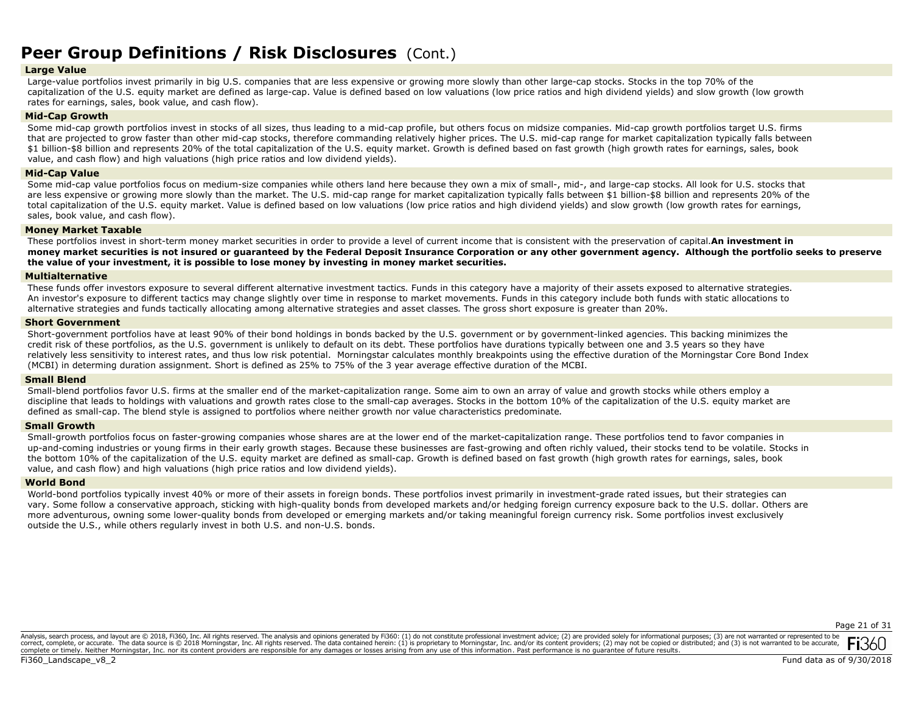# Peer Group Definitions / Risk Disclosures (Cont.)

### Large Value

Large-value portfolios invest primarily in big U.S. companies that are less expensive or growing more slowly than other large-cap stocks. Stocks in the top 70% of the capitalization of the U.S. equity market are defined as large-cap. Value is defined based on low valuations (low price ratios and high dividend yields) and slow growth (low growth rates for earnings, sales, book value, and cash flow).

### Mid-Cap Growth

Some mid-cap growth portfolios invest in stocks of all sizes, thus leading to a mid-cap profile, but others focus on midsize companies. Mid-cap growth portfolios target U.S. firms that are projected to grow faster than other mid-cap stocks, therefore commanding relatively higher prices. The U.S. mid-cap range for market capitalization typically falls between $1 billion-$8 billion and represents 20% of the total capitalization of the U.S. equity market. Growth is defined based on fast growth (high growth rates for earnings, sales, book value, and cash flow) and high valuations (high price ratios and low dividend yields).

### Mid-Cap Value

Some mid-cap value portfolios focus on medium-size companies while others land here because they own a mix of small-, mid-, and large-cap stocks. All look for U.S. stocks that are less expensive or growing more slowly than the market. The U.S. mid-cap range for market capitalization typically falls between $1 billion-$8 billion and represents 20% of the total capitalization of the U.S. equity market. Value is defined based on low valuations (low price ratios and high dividend yields) and slow growth (low growth rates for earnings, sales, book value, and cash flow).

### Money Market Taxable

These portfolios invest in short-term money market securities in order to provide a level of current income that is consistent with the preservation of capital.**An investment in money market securities is not insured or guaranteed by the Federal Deposit Insurance Corporation or any other government agency. Although the portfolio seeks to preserve the value of your investment, it is possible to lose money by investing in money market securities.**

### Multialternative

These funds offer investors exposure to several different alternative investment tactics. Funds in this category have a majority of their assets exposed to alternative strategies. An investor's exposure to different tactics may change slightly over time in response to market movements. Funds in this category include both funds with static allocations to alternative strategies and funds tactically allocating among alternative strategies and asset classes. The gross short exposure is greater than 20%.

### Short Government

Short-government portfolios have at least 90% of their bond holdings in bonds backed by the U.S. government or by government-linked agencies. This backing minimizes the credit risk of these portfolios, as the U.S. government is unlikely to default on its debt. These portfolios have durations typically between one and 3.5 years so they have relatively less sensitivity to interest rates, and thus low risk potential. Morningstar calculates monthly breakpoints using the effective duration of the Morningstar Core Bond Index (MCBI) in determing duration assignment. Short is defined as 25% to 75% of the 3 year average effective duration of the MCBI.

### Small Blend

Small-blend portfolios favor U.S. firms at the smaller end of the market-capitalization range. Some aim to own an array of value and growth stocks while others employ a discipline that leads to holdings with valuations and growth rates close to the small-cap averages. Stocks in the bottom 10% of the capitalization of the U.S. equity market are defined as small-cap. The blend style is assigned to portfolios where neither growth nor value characteristics predominate.

### Small Growth

Small-growth portfolios focus on faster-growing companies whose shares are at the lower end of the market-capitalization range. These portfolios tend to favor companies in up-and-coming industries or young firms in their early growth stages. Because these businesses are fast-growing and often richly valued, their stocks tend to be volatile. Stocks in the bottom 10% of the capitalization of the U.S. equity market are defined as small-cap. Growth is defined based on fast growth (high growth rates for earnings, sales, book value, and cash flow) and high valuations (high price ratios and low dividend yields).

### World Bond

World-bond portfolios typically invest 40% or more of their assets in foreign bonds. These portfolios invest primarily in investment-grade rated issues, but their strategies can vary. Some follow a conservative approach, sticking with high-quality bonds from developed markets and/or hedging foreign currency exposure back to the U.S. dollar. Others are more adventurous, owning some lower-quality bonds from developed or emerging markets and/or taking meaningful foreign currency risk. Some portfolios invest exclusively outside the U.S., while others regularly invest in both U.S. and non-U.S. bonds.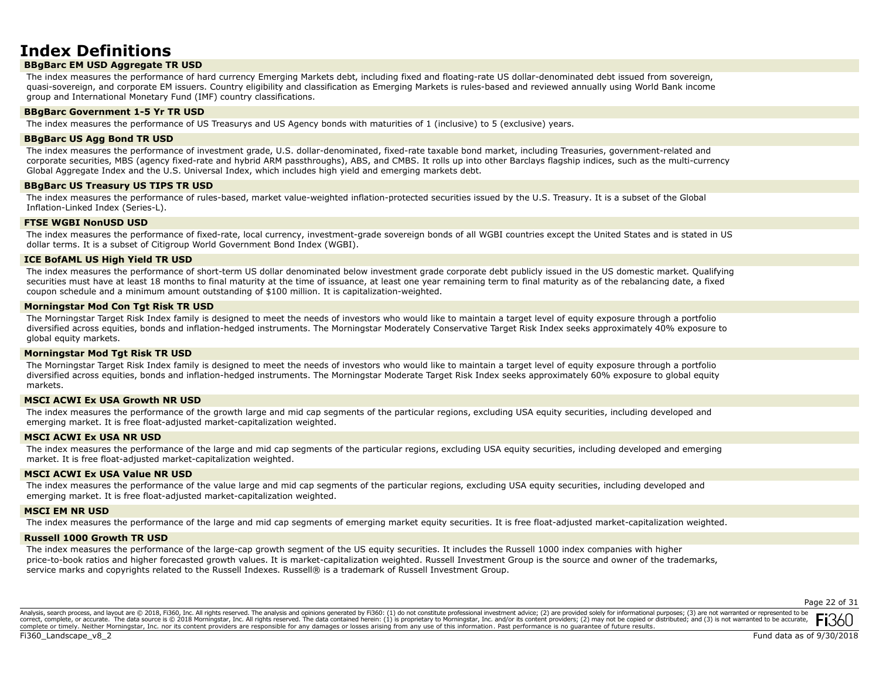# Index Definitions

### BBgBarc EM USD Aggregate TR USD

The index measures the performance of hard currency Emerging Markets debt, including fixed and floating-rate US dollar-denominated debt issued from sovereign, quasi-sovereign, and corporate EM issuers. Country eligibility and classification as Emerging Markets is rules-based and reviewed annually using World Bank income group and International Monetary Fund (IMF) country classifications.

### BBgBarc Government 1-5 Yr TR USD

The index measures the performance of US Treasurys and US Agency bonds with maturities of 1 (inclusive) to 5 (exclusive) years.

### BBgBarc US Agg Bond TR USD

The index measures the performance of investment grade, U.S. dollar-denominated, fixed-rate taxable bond market, including Treasuries, government-related and corporate securities, MBS (agency fixed-rate and hybrid ARM passthroughs), ABS, and CMBS. It rolls up into other Barclays flagship indices, such as the multi-currency Global Aggregate Index and the U.S. Universal Index, which includes high yield and emerging markets debt.

### BBgBarc US Treasury US TIPS TR USD

The index measures the performance of rules-based, market value-weighted inflation-protected securities issued by the U.S. Treasury. It is a subset of the Global Inflation-Linked Index (Series-L).

### FTSE WGBI NonUSD USD

The index measures the performance of fixed-rate, local currency, investment-grade sovereign bonds of all WGBI countries except the United States and is stated in US dollar terms. It is a subset of Citigroup World Government Bond Index (WGBI).

### ICE BofAML US High Yield TR USD

The index measures the performance of short-term US dollar denominated below investment grade corporate debt publicly issued in the US domestic market. Qualifying securities must have at least 18 months to final maturity at the time of issuance, at least one year remaining term to final maturity as of the rebalancing date, a fixed coupon schedule and a minimum amount outstanding of $100 million. It is capitalization-weighted.

### Morningstar Mod Con Tgt Risk TR USD

The Morningstar Target Risk Index family is designed to meet the needs of investors who would like to maintain a target level of equity exposure through a portfolio diversified across equities, bonds and inflation-hedged instruments. The Morningstar Moderately Conservative Target Risk Index seeks approximately 40% exposure to global equity markets.

### Morningstar Mod Tgt Risk TR USD

The Morningstar Target Risk Index family is designed to meet the needs of investors who would like to maintain a target level of equity exposure through a portfolio diversified across equities, bonds and inflation-hedged instruments. The Morningstar Moderate Target Risk Index seeks approximately 60% exposure to global equity markets.

### MSCI ACWI Ex USA Growth NR USD

The index measures the performance of the growth large and mid cap segments of the particular regions, excluding USA equity securities, including developed and emerging market. It is free float-adjusted market-capitalization weighted.

### MSCI ACWI Ex USA NR USD

The index measures the performance of the large and mid cap segments of the particular regions, excluding USA equity securities, including developed and emerging market. It is free float-adjusted market-capitalization weighted.

### MSCI ACWI Ex USA Value NR USD

The index measures the performance of the value large and mid cap segments of the particular regions, excluding USA equity securities, including developed and emerging market. It is free float-adjusted market-capitalization weighted.

### MSCI EM NR USD

The index measures the performance of the large and mid cap segments of emerging market equity securities. It is free float-adjusted market-capitalization weighted.

### Russell 1000 Growth TR USD

The index measures the performance of the large-cap growth segment of the US equity securities. It includes the Russell 1000 index companies with higher price-to-book ratios and higher forecasted growth values. It is market-capitalization weighted. Russell Investment Group is the source and owner of the trademarks, service marks and copyrights related to the Russell Indexes. Russell® is a trademark of Russell Investment Group.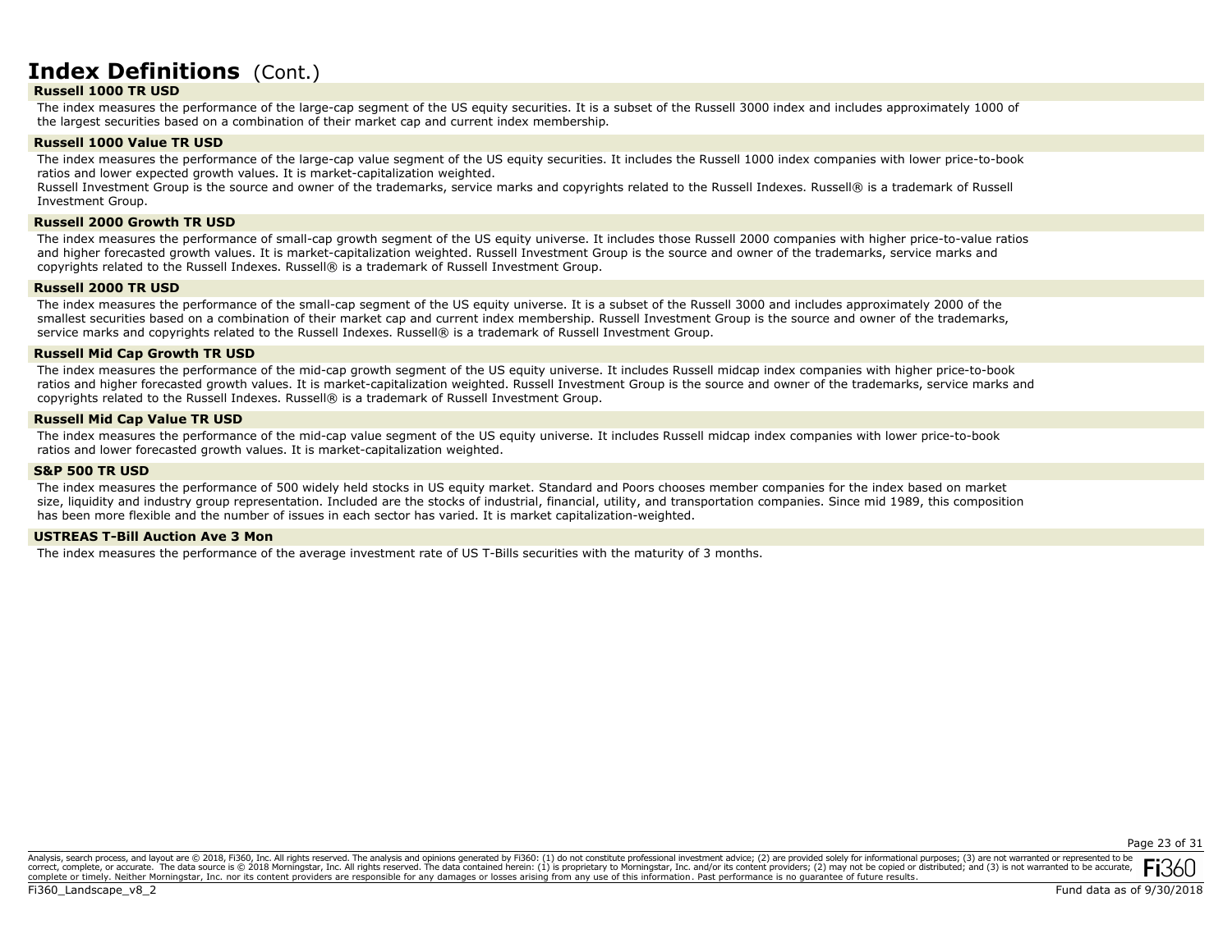# Index Definitions (Cont.)

### Russell 1000 TR USD

The index measures the performance of the large-cap segment of the US equity securities. It is a subset of the Russell 3000 index and includes approximately 1000 of the largest securities based on a combination of their market cap and current index membership.

### Russell 1000 Value TR USD

The index measures the performance of the large-cap value segment of the US equity securities. It includes the Russell 1000 index companies with lower price-to-book ratios and lower expected growth values. It is market-capitalization weighted.
Russell Investment Group is the source and owner of the trademarks, service marks and copyrights related to the Russell Indexes. Russell® is a trademark of Russell Investment Group.

### Russell 2000 Growth TR USD

The index measures the performance of small-cap growth segment of the US equity universe. It includes those Russell 2000 companies with higher price-to-value ratios and higher forecasted growth values. It is market-capitalization weighted. Russell Investment Group is the source and owner of the trademarks, service marks and copyrights related to the Russell Indexes. Russell® is a trademark of Russell Investment Group.

### Russell 2000 TR USD

The index measures the performance of the small-cap segment of the US equity universe. It is a subset of the Russell 3000 and includes approximately 2000 of the smallest securities based on a combination of their market cap and current index membership. Russell Investment Group is the source and owner of the trademarks, service marks and copyrights related to the Russell Indexes. Russell® is a trademark of Russell Investment Group.

### Russell Mid Cap Growth TR USD

The index measures the performance of the mid-cap growth segment of the US equity universe. It includes Russell midcap index companies with higher price-to-book ratios and higher forecasted growth values. It is market-capitalization weighted. Russell Investment Group is the source and owner of the trademarks, service marks and copyrights related to the Russell Indexes. Russell® is a trademark of Russell Investment Group.

### Russell Mid Cap Value TR USD

The index measures the performance of the mid-cap value segment of the US equity universe. It includes Russell midcap index companies with lower price-to-book ratios and lower forecasted growth values. It is market-capitalization weighted.

### S&P 500 TR USD

The index measures the performance of 500 widely held stocks in US equity market. Standard and Poors chooses member companies for the index based on market size, liquidity and industry group representation. Included are the stocks of industrial, financial, utility, and transportation companies. Since mid 1989, this composition has been more flexible and the number of issues in each sector has varied. It is market capitalization-weighted.

### USTREAS T-Bill Auction Ave 3 Mon

The index measures the performance of the average investment rate of US T-Bills securities with the maturity of 3 months.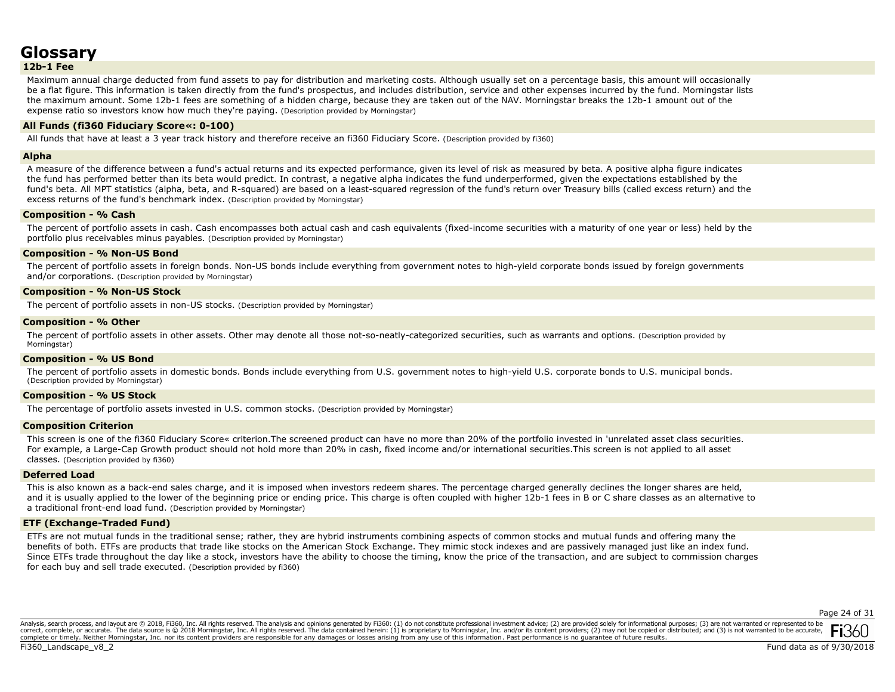# Glossary

### 12b-1 Fee

Maximum annual charge deducted from fund assets to pay for distribution and marketing costs. Although usually set on a percentage basis, this amount will occasionally be a flat figure. This information is taken directly from the fund's prospectus, and includes distribution, service and other expenses incurred by the fund. Morningstar lists the maximum amount. Some 12b-1 fees are something of a hidden charge, because they are taken out of the NAV. Morningstar breaks the 12b-1 amount out of the expense ratio so investors know how much they're paying. (Description provided by Morningstar)

### All Funds (fi360 Fiduciary Score«: 0-100)

All funds that have at least a 3 year track history and therefore receive an fi360 Fiduciary Score. (Description provided by fi360)

### Alpha

A measure of the difference between a fund's actual returns and its expected performance, given its level of risk as measured by beta. A positive alpha figure indicates the fund has performed better than its beta would predict. In contrast, a negative alpha indicates the fund underperformed, given the expectations established by the fund's beta. All MPT statistics (alpha, beta, and R-squared) are based on a least-squared regression of the fund's return over Treasury bills (called excess return) and the excess returns of the fund's benchmark index. (Description provided by Morningstar)

### Composition - % Cash

The percent of portfolio assets in cash. Cash encompasses both actual cash and cash equivalents (fixed-income securities with a maturity of one year or less) held by the portfolio plus receivables minus payables. (Description provided by Morningstar)

### Composition - % Non-US Bond

The percent of portfolio assets in foreign bonds. Non-US bonds include everything from government notes to high-yield corporate bonds issued by foreign governments and/or corporations. (Description provided by Morningstar)

### Composition - % Non-US Stock

The percent of portfolio assets in non-US stocks. (Description provided by Morningstar)

### Composition - % Other

The percent of portfolio assets in other assets. Other may denote all those not-so-neatly-categorized securities, such as warrants and options. (Description provided by Morningstar)

### Composition - % US Bond

The percent of portfolio assets in domestic bonds. Bonds include everything from U.S. government notes to high-yield U.S. corporate bonds to U.S. municipal bonds. (Description provided by Morningstar)

### Composition - % US Stock

The percentage of portfolio assets invested in U.S. common stocks. (Description provided by Morningstar)

### Composition Criterion

This screen is one of the fi360 Fiduciary Score« criterion.The screened product can have no more than 20% of the portfolio invested in 'unrelated asset class securities. For example, a Large-Cap Growth product should not hold more than 20% in cash, fixed income and/or international securities.This screen is not applied to all asset classes. (Description provided by fi360)

### Deferred Load

This is also known as a back-end sales charge, and it is imposed when investors redeem shares. The percentage charged generally declines the longer shares are held, and it is usually applied to the lower of the beginning price or ending price. This charge is often coupled with higher 12b-1 fees in B or C share classes as an alternative to a traditional front-end load fund. (Description provided by Morningstar)

### ETF (Exchange-Traded Fund)

ETFs are not mutual funds in the traditional sense; rather, they are hybrid instruments combining aspects of common stocks and mutual funds and offering many the benefits of both. ETFs are products that trade like stocks on the American Stock Exchange. They mimic stock indexes and are passively managed just like an index fund. Since ETFs trade throughout the day like a stock, investors have the ability to choose the timing, know the price of the transaction, and are subject to commission charges for each buy and sell trade executed. (Description provided by fi360)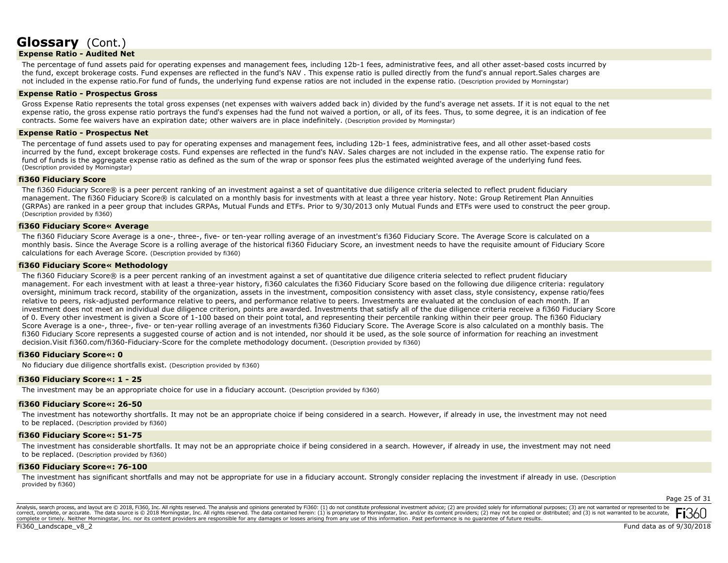# Glossary (Cont.)

### Expense Ratio - Audited Net

The percentage of fund assets paid for operating expenses and management fees, including 12b-1 fees, administrative fees, and all other asset-based costs incurred by the fund, except brokerage costs. Fund expenses are reflected in the fund's NAV . This expense ratio is pulled directly from the fund's annual report.Sales charges are not included in the expense ratio.For fund of funds, the underlying fund expense ratios are not included in the expense ratio. (Description provided by Morningstar)

### Expense Ratio - Prospectus Gross

Gross Expense Ratio represents the total gross expenses (net expenses with waivers added back in) divided by the fund's average net assets. If it is not equal to the net expense ratio, the gross expense ratio portrays the fund's expenses had the fund not waived a portion, or all, of its fees. Thus, to some degree, it is an indication of fee contracts. Some fee waivers have an expiration date; other waivers are in place indefinitely. (Description provided by Morningstar)

### Expense Ratio - Prospectus Net

The percentage of fund assets used to pay for operating expenses and management fees, including 12b-1 fees, administrative fees, and all other asset-based costs incurred by the fund, except brokerage costs. Fund expenses are reflected in the fund's NAV. Sales charges are not included in the expense ratio. The expense ratio for fund of funds is the aggregate expense ratio as defined as the sum of the wrap or sponsor fees plus the estimated weighted average of the underlying fund fees. (Description provided by Morningstar)

### fi360 Fiduciary Score

The fi360 Fiduciary Score® is a peer percent ranking of an investment against a set of quantitative due diligence criteria selected to reflect prudent fiduciary management. The fi360 Fiduciary Score® is calculated on a monthly basis for investments with at least a three year history. Note: Group Retirement Plan Annuities (GRPAs) are ranked in a peer group that includes GRPAs, Mutual Funds and ETFs. Prior to 9/30/2013 only Mutual Funds and ETFs were used to construct the peer group. (Description provided by fi360)

### fi360 Fiduciary Score« Average

The fi360 Fiduciary Score Average is a one-, three-, five- or ten-year rolling average of an investment's fi360 Fiduciary Score. The Average Score is calculated on a monthly basis. Since the Average Score is a rolling average of the historical fi360 Fiduciary Score, an investment needs to have the requisite amount of Fiduciary Score calculations for each Average Score. (Description provided by fi360)

### fi360 Fiduciary Score« Methodology

The fi360 Fiduciary Score® is a peer percent ranking of an investment against a set of quantitative due diligence criteria selected to reflect prudent fiduciary management. For each investment with at least a three-year history, fi360 calculates the fi360 Fiduciary Score based on the following due diligence criteria: regulatory oversight, minimum track record, stability of the organization, assets in the investment, composition consistency with asset class, style consistency, expense ratio/fees relative to peers, risk-adjusted performance relative to peers, and performance relative to peers. Investments are evaluated at the conclusion of each month. If an investment does not meet an individual due diligence criterion, points are awarded. Investments that satisfy all of the due diligence criteria receive a fi360 Fiduciary Score of 0. Every other investment is given a Score of 1-100 based on their point total, and representing their percentile ranking within their peer group. The fi360 Fiduciary Score Average is a one-, three-, five- or ten-year rolling average of an investments fi360 Fiduciary Score. The Average Score is also calculated on a monthly basis. The fi360 Fiduciary Score represents a suggested course of action and is not intended, nor should it be used, as the sole source of information for reaching an investment decision.Visit fi360.com/fi360-Fiduciary-Score for the complete methodology document. (Description provided by fi360)

### fi360 Fiduciary Score«: 0

No fiduciary due diligence shortfalls exist. (Description provided by fi360)

### fi360 Fiduciary Score«: 1 - 25

The investment may be an appropriate choice for use in a fiduciary account. (Description provided by fi360)

### fi360 Fiduciary Score«: 26-50

The investment has noteworthy shortfalls. It may not be an appropriate choice if being considered in a search. However, if already in use, the investment may not need to be replaced. (Description provided by fi360)

### fi360 Fiduciary Score«: 51-75

The investment has considerable shortfalls. It may not be an appropriate choice if being considered in a search. However, if already in use, the investment may not need to be replaced. (Description provided by fi360)

### fi360 Fiduciary Score«: 76-100

The investment has significant shortfalls and may not be appropriate for use in a fiduciary account. Strongly consider replacing the investment if already in use. (Description provided by fi360)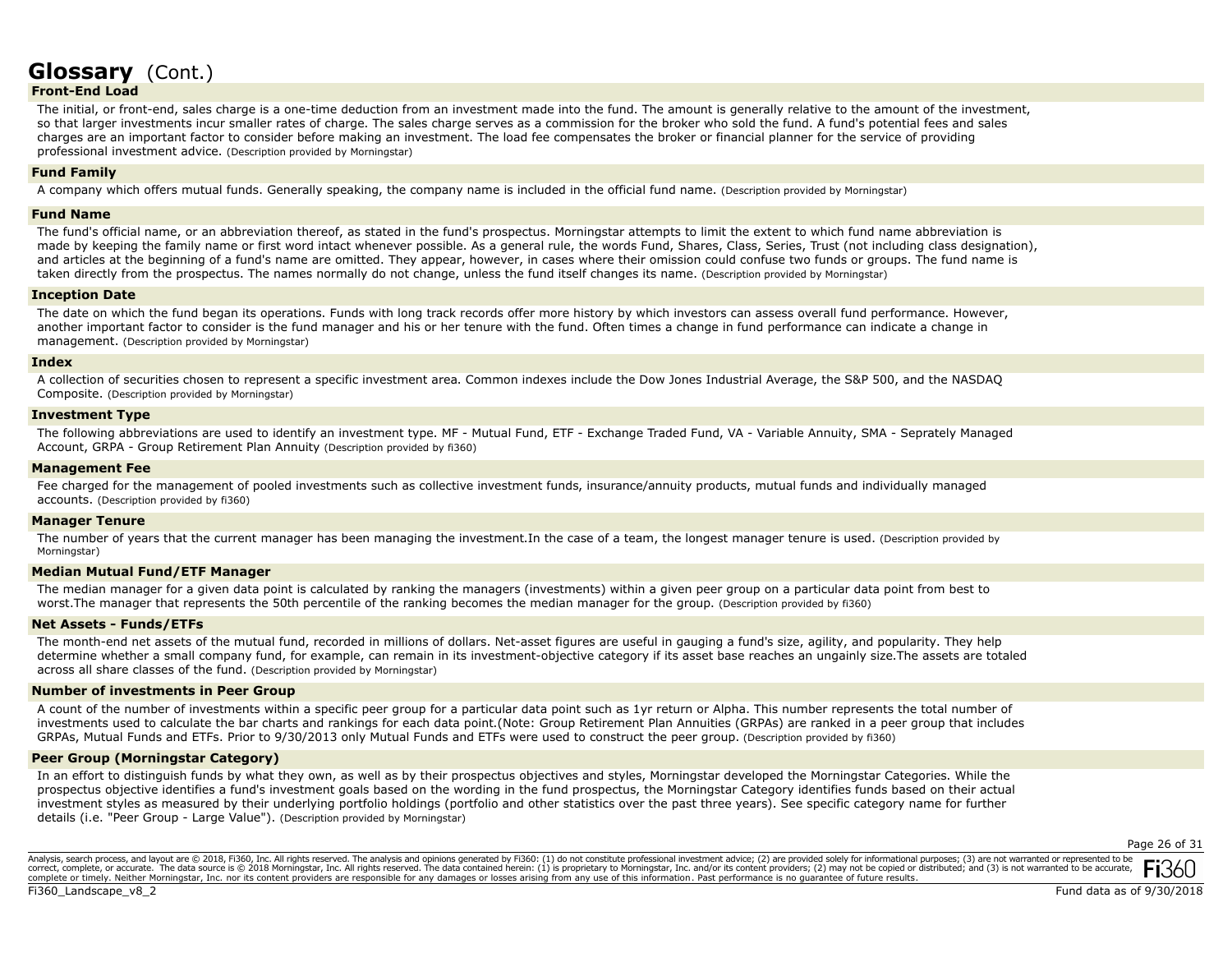# Glossary (Cont.)

### Front-End Load

The initial, or front-end, sales charge is a one-time deduction from an investment made into the fund. The amount is generally relative to the amount of the investment, so that larger investments incur smaller rates of charge. The sales charge serves as a commission for the broker who sold the fund. A fund's potential fees and sales charges are an important factor to consider before making an investment. The load fee compensates the broker or financial planner for the service of providing professional investment advice. (Description provided by Morningstar)

### Fund Family

A company which offers mutual funds. Generally speaking, the company name is included in the official fund name. (Description provided by Morningstar)

### Fund Name

The fund's official name, or an abbreviation thereof, as stated in the fund's prospectus. Morningstar attempts to limit the extent to which fund name abbreviation is made by keeping the family name or first word intact whenever possible. As a general rule, the words Fund, Shares, Class, Series, Trust (not including class designation), and articles at the beginning of a fund's name are omitted. They appear, however, in cases where their omission could confuse two funds or groups. The fund name is taken directly from the prospectus. The names normally do not change, unless the fund itself changes its name. (Description provided by Morningstar)

### Inception Date

The date on which the fund began its operations. Funds with long track records offer more history by which investors can assess overall fund performance. However, another important factor to consider is the fund manager and his or her tenure with the fund. Often times a change in fund performance can indicate a change in management. (Description provided by Morningstar)

### Index

A collection of securities chosen to represent a specific investment area. Common indexes include the Dow Jones Industrial Average, the S&P 500, and the NASDAQ Composite. (Description provided by Morningstar)

### Investment Type

The following abbreviations are used to identify an investment type. MF - Mutual Fund, ETF - Exchange Traded Fund, VA - Variable Annuity, SMA - Seprately Managed Account, GRPA - Group Retirement Plan Annuity (Description provided by fi360)

### Management Fee

Fee charged for the management of pooled investments such as collective investment funds, insurance/annuity products, mutual funds and individually managed accounts. (Description provided by fi360)

### Manager Tenure

The number of years that the current manager has been managing the investment.In the case of a team, the longest manager tenure is used. (Description provided by Morningstar)

### Median Mutual Fund/ETF Manager

The median manager for a given data point is calculated by ranking the managers (investments) within a given peer group on a particular data point from best to worst.The manager that represents the 50th percentile of the ranking becomes the median manager for the group. (Description provided by fi360)

### Net Assets - Funds/ETFs

The month-end net assets of the mutual fund, recorded in millions of dollars. Net-asset figures are useful in gauging a fund's size, agility, and popularity. They help determine whether a small company fund, for example, can remain in its investment-objective category if its asset base reaches an ungainly size.The assets are totaled across all share classes of the fund. (Description provided by Morningstar)

### Number of investments in Peer Group

A count of the number of investments within a specific peer group for a particular data point such as 1yr return or Alpha. This number represents the total number of investments used to calculate the bar charts and rankings for each data point.(Note: Group Retirement Plan Annuities (GRPAs) are ranked in a peer group that includes GRPAs, Mutual Funds and ETFs. Prior to 9/30/2013 only Mutual Funds and ETFs were used to construct the peer group. (Description provided by fi360)

### Peer Group (Morningstar Category)

In an effort to distinguish funds by what they own, as well as by their prospectus objectives and styles, Morningstar developed the Morningstar Categories. While the prospectus objective identifies a fund's investment goals based on the wording in the fund prospectus, the Morningstar Category identifies funds based on their actual investment styles as measured by their underlying portfolio holdings (portfolio and other statistics over the past three years). See specific category name for further details (i.e. "Peer Group - Large Value"). (Description provided by Morningstar)

Analysis, search process, and layout are © 2018, Fi360, Inc. All rights reserved. The analysis and opinions generated by Fi360: (1) do not constitute professional investment advice; (2) are provided solely for informational purposes; (3) are not warranted or represented to be correct, complete, or accurate. The data source is © 2018 Morningstar, Inc. All rights reserved. The data contained herein: (1) is proprietary to Morningstar, Inc. and/or its content providers; (2) may not be copied or distributed; and (3) is not warranted to be accurate, complete or timely. Neither Morningstar, Inc. nor its content providers are responsible for any damages or losses arising from any use of this information. Past performance is no guarantee of future results.

Fi360_Landscape_v8_2

Fund data as of 9/30/2018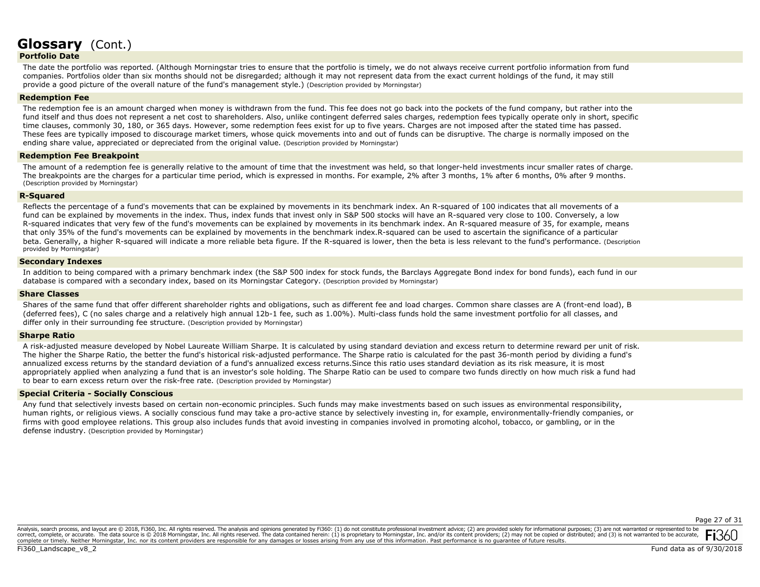# Glossary (Cont.)

### Portfolio Date

The date the portfolio was reported. (Although Morningstar tries to ensure that the portfolio is timely, we do not always receive current portfolio information from fund companies. Portfolios older than six months should not be disregarded; although it may not represent data from the exact current holdings of the fund, it may still provide a good picture of the overall nature of the fund's management style.) (Description provided by Morningstar)

### Redemption Fee

The redemption fee is an amount charged when money is withdrawn from the fund. This fee does not go back into the pockets of the fund company, but rather into the fund itself and thus does not represent a net cost to shareholders. Also, unlike contingent deferred sales charges, redemption fees typically operate only in short, specific time clauses, commonly 30, 180, or 365 days. However, some redemption fees exist for up to five years. Charges are not imposed after the stated time has passed. These fees are typically imposed to discourage market timers, whose quick movements into and out of funds can be disruptive. The charge is normally imposed on the ending share value, appreciated or depreciated from the original value. (Description provided by Morningstar)

### Redemption Fee Breakpoint

The amount of a redemption fee is generally relative to the amount of time that the investment was held, so that longer-held investments incur smaller rates of charge. The breakpoints are the charges for a particular time period, which is expressed in months. For example, 2% after 3 months, 1% after 6 months, 0% after 9 months. (Description provided by Morningstar)

### R-Squared

Reflects the percentage of a fund's movements that can be explained by movements in its benchmark index. An R-squared of 100 indicates that all movements of a fund can be explained by movements in the index. Thus, index funds that invest only in S&P 500 stocks will have an R-squared very close to 100. Conversely, a low R-squared indicates that very few of the fund's movements can be explained by movements in its benchmark index. An R-squared measure of 35, for example, means that only 35% of the fund's movements can be explained by movements in the benchmark index.R-squared can be used to ascertain the significance of a particular beta. Generally, a higher R-squared will indicate a more reliable beta figure. If the R-squared is lower, then the beta is less relevant to the fund's performance. (Description provided by Morningstar)

### Secondary Indexes

In addition to being compared with a primary benchmark index (the S&P 500 index for stock funds, the Barclays Aggregate Bond index for bond funds), each fund in our database is compared with a secondary index, based on its Morningstar Category. (Description provided by Morningstar)

### Share Classes

Shares of the same fund that offer different shareholder rights and obligations, such as different fee and load charges. Common share classes are A (front-end load), B (deferred fees), C (no sales charge and a relatively high annual 12b-1 fee, such as 1.00%). Multi-class funds hold the same investment portfolio for all classes, and differ only in their surrounding fee structure. (Description provided by Morningstar)

### Sharpe Ratio

A risk-adjusted measure developed by Nobel Laureate William Sharpe. It is calculated by using standard deviation and excess return to determine reward per unit of risk. The higher the Sharpe Ratio, the better the fund's historical risk-adjusted performance. The Sharpe ratio is calculated for the past 36-month period by dividing a fund's annualized excess returns by the standard deviation of a fund's annualized excess returns.Since this ratio uses standard deviation as its risk measure, it is most appropriately applied when analyzing a fund that is an investor's sole holding. The Sharpe Ratio can be used to compare two funds directly on how much risk a fund had to bear to earn excess return over the risk-free rate. (Description provided by Morningstar)

### Special Criteria - Socially Conscious

Any fund that selectively invests based on certain non-economic principles. Such funds may make investments based on such issues as environmental responsibility, human rights, or religious views. A socially conscious fund may take a pro-active stance by selectively investing in, for example, environmentally-friendly companies, or firms with good employee relations. This group also includes funds that avoid investing in companies involved in promoting alcohol, tobacco, or gambling, or in the defense industry. (Description provided by Morningstar)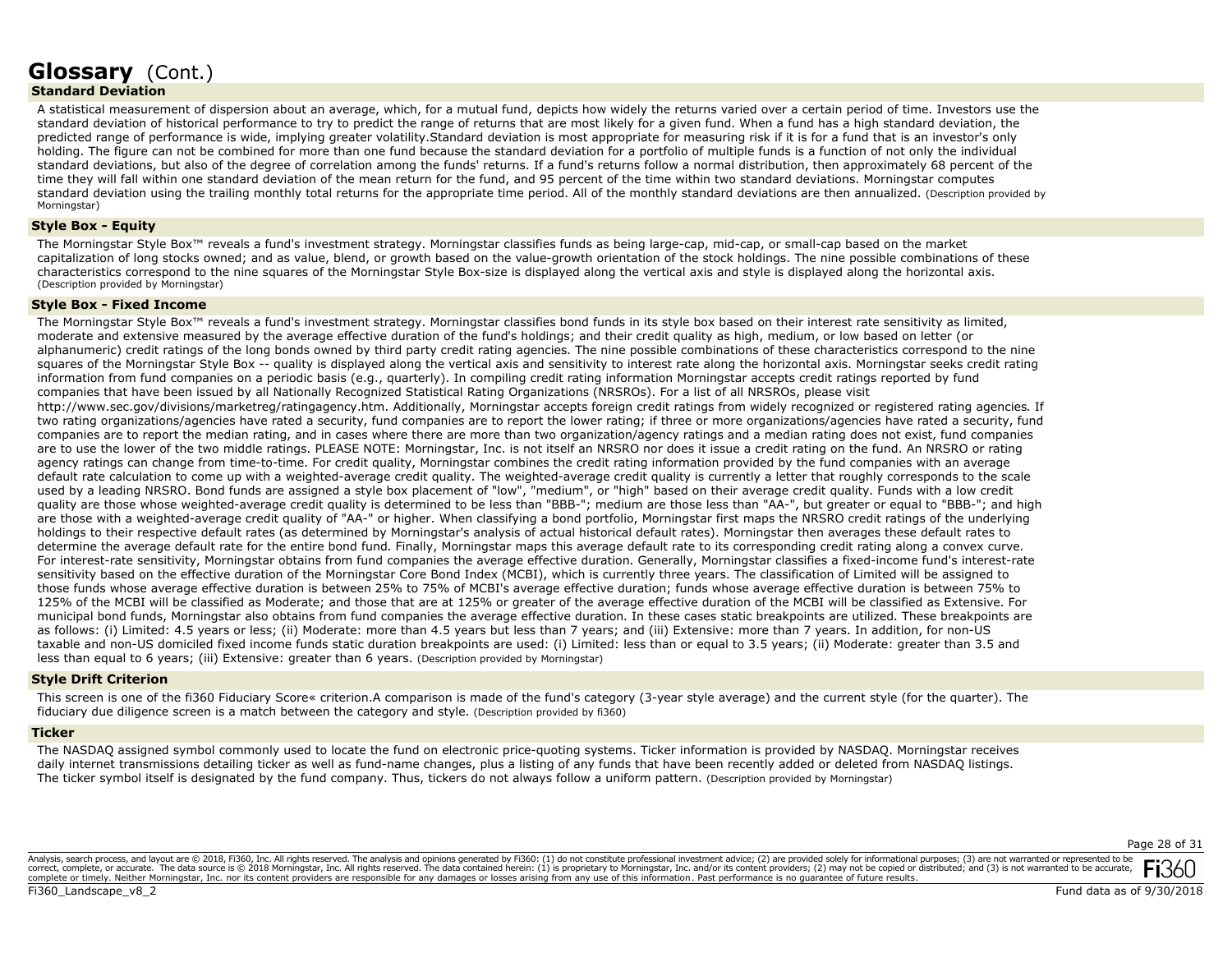# Glossary (Cont.)

## Standard Deviation

A statistical measurement of dispersion about an average, which, for a mutual fund, depicts how widely the returns varied over a certain period of time. Investors use the standard deviation of historical performance to try to predict the range of returns that are most likely for a given fund. When a fund has a high standard deviation, the predicted range of performance is wide, implying greater volatility.Standard deviation is most appropriate for measuring risk if it is for a fund that is an investor's only holding. The figure can not be combined for more than one fund because the standard deviation for a portfolio of multiple funds is a function of not only the individual standard deviations, but also of the degree of correlation among the funds' returns. If a fund's returns follow a normal distribution, then approximately 68 percent of the time they will fall within one standard deviation of the mean return for the fund, and 95 percent of the time within two standard deviations. Morningstar computes standard deviation using the trailing monthly total returns for the appropriate time period. All of the monthly standard deviations are then annualized. (Description provided by Morningstar)

## Style Box - Equity

The Morningstar Style Box™ reveals a fund's investment strategy. Morningstar classifies funds as being large-cap, mid-cap, or small-cap based on the market capitalization of long stocks owned; and as value, blend, or growth based on the value-growth orientation of the stock holdings. The nine possible combinations of these characteristics correspond to the nine squares of the Morningstar Style Box-size is displayed along the vertical axis and style is displayed along the horizontal axis. (Description provided by Morningstar)

## Style Box - Fixed Income

The Morningstar Style Box™ reveals a fund's investment strategy. Morningstar classifies bond funds in its style box based on their interest rate sensitivity as limited, moderate and extensive measured by the average effective duration of the fund's holdings; and their credit quality as high, medium, or low based on letter (or alphanumeric) credit ratings of the long bonds owned by third party credit rating agencies. The nine possible combinations of these characteristics correspond to the nine squares of the Morningstar Style Box -- quality is displayed along the vertical axis and sensitivity to interest rate along the horizontal axis. Morningstar seeks credit rating information from fund companies on a periodic basis (e.g., quarterly). In compiling credit rating information Morningstar accepts credit ratings reported by fund companies that have been issued by all Nationally Recognized Statistical Rating Organizations (NRSROs). For a list of all NRSROs, please visit http://www.sec.gov/divisions/marketreg/ratingagency.htm. Additionally, Morningstar accepts foreign credit ratings from widely recognized or registered rating agencies. If two rating organizations/agencies have rated a security, fund companies are to report the lower rating; if three or more organizations/agencies have rated a security, fund companies are to report the median rating, and in cases where there are more than two organization/agency ratings and a median rating does not exist, fund companies are to use the lower of the two middle ratings. PLEASE NOTE: Morningstar, Inc. is not itself an NRSRO nor does it issue a credit rating on the fund. An NRSRO or rating agency ratings can change from time-to-time. For credit quality, Morningstar combines the credit rating information provided by the fund companies with an average default rate calculation to come up with a weighted-average credit quality. The weighted-average credit quality is currently a letter that roughly corresponds to the scale used by a leading NRSRO. Bond funds are assigned a style box placement of "low", "medium", or "high" based on their average credit quality. Funds with a low credit quality are those whose weighted-average credit quality is determined to be less than "BBB-"; medium are those less than "AA-", but greater or equal to "BBB-"; and high are those with a weighted-average credit quality of "AA-" or higher. When classifying a bond portfolio, Morningstar first maps the NRSRO credit ratings of the underlying holdings to their respective default rates (as determined by Morningstar's analysis of actual historical default rates). Morningstar then averages these default rates to determine the average default rate for the entire bond fund. Finally, Morningstar maps this average default rate to its corresponding credit rating along a convex curve. For interest-rate sensitivity, Morningstar obtains from fund companies the average effective duration. Generally, Morningstar classifies a fixed-income fund's interest-rate sensitivity based on the effective duration of the Morningstar Core Bond Index (MCBI), which is currently three years. The classification of Limited will be assigned to those funds whose average effective duration is between 25% to 75% of MCBI's average effective duration; funds whose average effective duration is between 75% to 125% of the MCBI will be classified as Moderate; and those that are at 125% or greater of the average effective duration of the MCBI will be classified as Extensive. For municipal bond funds, Morningstar also obtains from fund companies the average effective duration. In these cases static breakpoints are utilized. These breakpoints are as follows: (i) Limited: 4.5 years or less; (ii) Moderate: more than 4.5 years but less than 7 years; and (iii) Extensive: more than 7 years. In addition, for non-US taxable and non-US domiciled fixed income funds static duration breakpoints are used: (i) Limited: less than or equal to 3.5 years; (ii) Moderate: greater than 3.5 and less than equal to 6 years; (iii) Extensive: greater than 6 years. (Description provided by Morningstar)

## Style Drift Criterion

This screen is one of the fi360 Fiduciary Score« criterion.A comparison is made of the fund's category (3-year style average) and the current style (for the quarter). The fiduciary due diligence screen is a match between the category and style. (Description provided by fi360)

## Ticker

The NASDAQ assigned symbol commonly used to locate the fund on electronic price-quoting systems. Ticker information is provided by NASDAQ. Morningstar receives daily internet transmissions detailing ticker as well as fund-name changes, plus a listing of any funds that have been recently added or deleted from NASDAQ listings. The ticker symbol itself is designated by the fund company. Thus, tickers do not always follow a uniform pattern. (Description provided by Morningstar)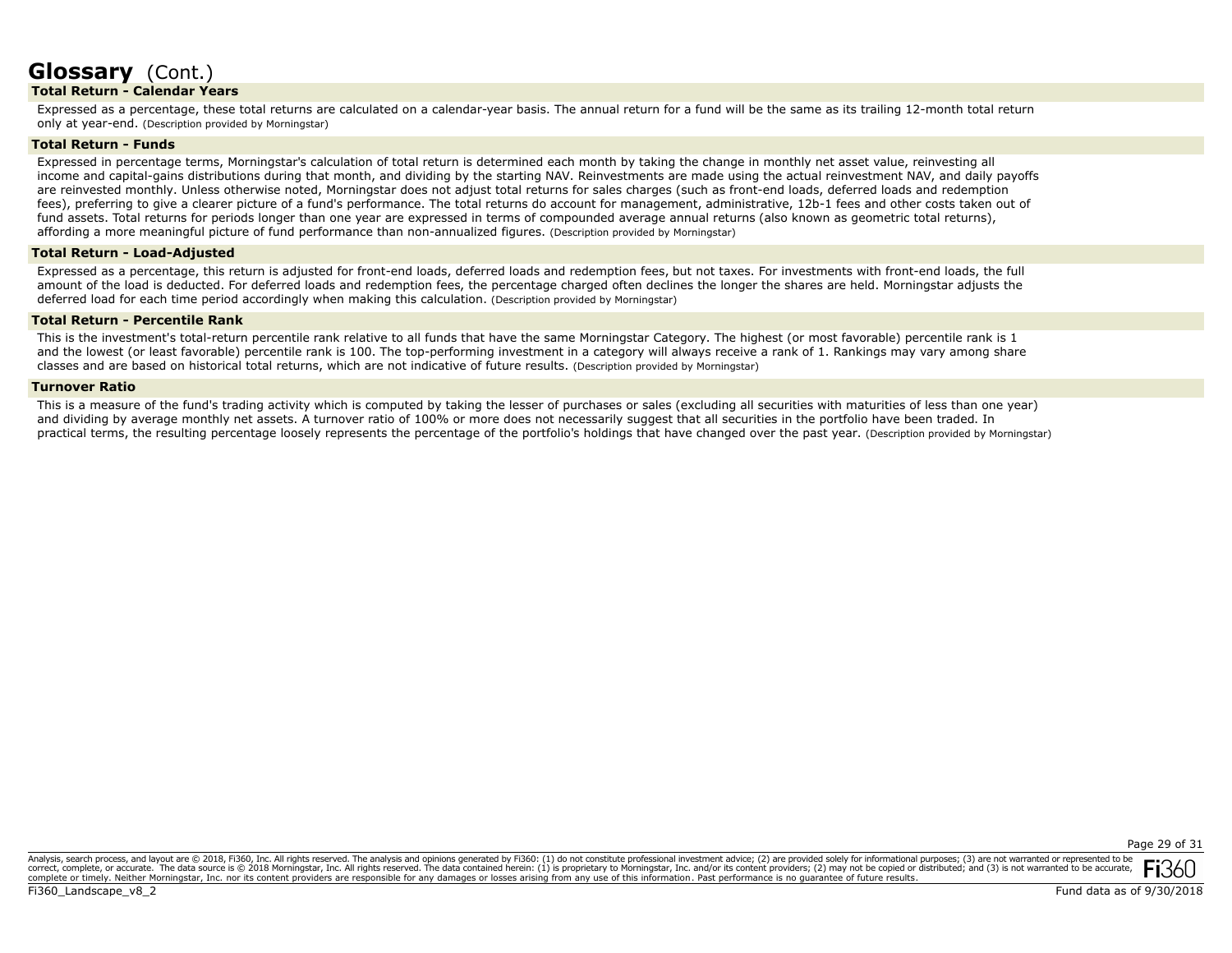# Glossary (Cont.)

### Total Return - Calendar Years

Expressed as a percentage, these total returns are calculated on a calendar-year basis. The annual return for a fund will be the same as its trailing 12-month total return only at year-end. (Description provided by Morningstar)

### Total Return - Funds

Expressed in percentage terms, Morningstar's calculation of total return is determined each month by taking the change in monthly net asset value, reinvesting all income and capital-gains distributions during that month, and dividing by the starting NAV. Reinvestments are made using the actual reinvestment NAV, and daily payoffs are reinvested monthly. Unless otherwise noted, Morningstar does not adjust total returns for sales charges (such as front-end loads, deferred loads and redemption fees), preferring to give a clearer picture of a fund's performance. The total returns do account for management, administrative, 12b-1 fees and other costs taken out of fund assets. Total returns for periods longer than one year are expressed in terms of compounded average annual returns (also known as geometric total returns), affording a more meaningful picture of fund performance than non-annualized figures. (Description provided by Morningstar)

### Total Return - Load-Adjusted

Expressed as a percentage, this return is adjusted for front-end loads, deferred loads and redemption fees, but not taxes. For investments with front-end loads, the full amount of the load is deducted. For deferred loads and redemption fees, the percentage charged often declines the longer the shares are held. Morningstar adjusts the deferred load for each time period accordingly when making this calculation. (Description provided by Morningstar)

### Total Return - Percentile Rank

This is the investment's total-return percentile rank relative to all funds that have the same Morningstar Category. The highest (or most favorable) percentile rank is 1 and the lowest (or least favorable) percentile rank is 100. The top-performing investment in a category will always receive a rank of 1. Rankings may vary among share classes and are based on historical total returns, which are not indicative of future results. (Description provided by Morningstar)

### Turnover Ratio

This is a measure of the fund's trading activity which is computed by taking the lesser of purchases or sales (excluding all securities with maturities of less than one year) and dividing by average monthly net assets. A turnover ratio of 100% or more does not necessarily suggest that all securities in the portfolio have been traded. In practical terms, the resulting percentage loosely represents the percentage of the portfolio's holdings that have changed over the past year. (Description provided by Morningstar)

Analysis, search process, and layout are © 2018, Fi360, Inc. All rights reserved. The analysis and opinions generated by Fi360: (1) do not constitute professional investment advice; (2) are provided solely for informational purposes; (3) are not warranted or represented to be correct, complete, or accurate. The data source is © 2018 Morningstar, Inc. All rights reserved. The data contained herein: (1) is proprietary to Morningstar, Inc. and/or its content providers; (2) may not be copied or distributed; and (3) is not warranted to be accurate, complete or timely. Neither Morningstar, Inc. nor its content providers are responsible for any damages or losses arising from any use of this information. Past performance is no guarantee of future results.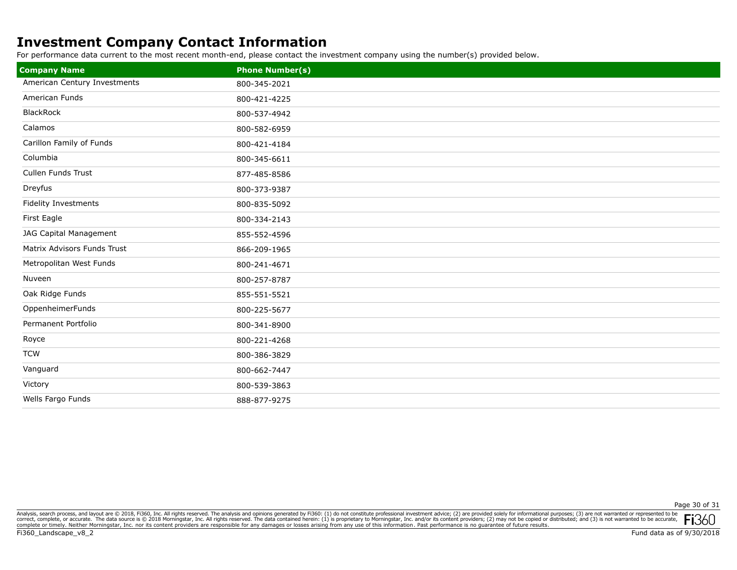# Investment Company Contact Information

For performance data current to the most recent month-end, please contact the investment company using the number(s) provided below.

| Company Name | Phone Number(s) |
|---|---|
| American Century Investments | 800-345-2021 |
| American Funds | 800-421-4225 |
| BlackRock | 800-537-4942 |
| Calamos | 800-582-6959 |
| Carillon Family of Funds | 800-421-4184 |
| Columbia | 800-345-6611 |
| Cullen Funds Trust | 877-485-8586 |
| Dreyfus | 800-373-9387 |
| Fidelity Investments | 800-835-5092 |
| First Eagle | 800-334-2143 |
| JAG Capital Management | 855-552-4596 |
| Matrix Advisors Funds Trust | 866-209-1965 |
| Metropolitan West Funds | 800-241-4671 |
| Nuveen | 800-257-8787 |
| Oak Ridge Funds | 855-551-5521 |
| OppenheimerFunds | 800-225-5677 |
| Permanent Portfolio | 800-341-8900 |
| Royce | 800-221-4268 |
| TCW | 800-386-3829 |
| Vanguard | 800-662-7447 |
| Victory | 800-539-3863 |
| Wells Fargo Funds | 888-877-9275 |

Analysis, search process, and layout are © 2018, Fi360, Inc. All rights reserved. The analysis and opinions generated by Fi360: (1) do not constitute professional investment advice; (2) are provided solely for informational purposes; (3) are not warranted or represented to be correct, complete, or accurate. The data source is © 2018 Morningstar, Inc. All rights reserved. The data contained herein: (1) is proprietary to Morningstar, Inc. and/or its content providers; (2) may not be copied or distributed; and (3) is not warranted to be accurate, complete or timely. Neither Morningstar, Inc. nor its content providers are responsible for any damages or losses arising from any use of this information. Past performance is no guarantee of future results.

Fi360_Landscape_v8_2

Fund data as of 9/30/2018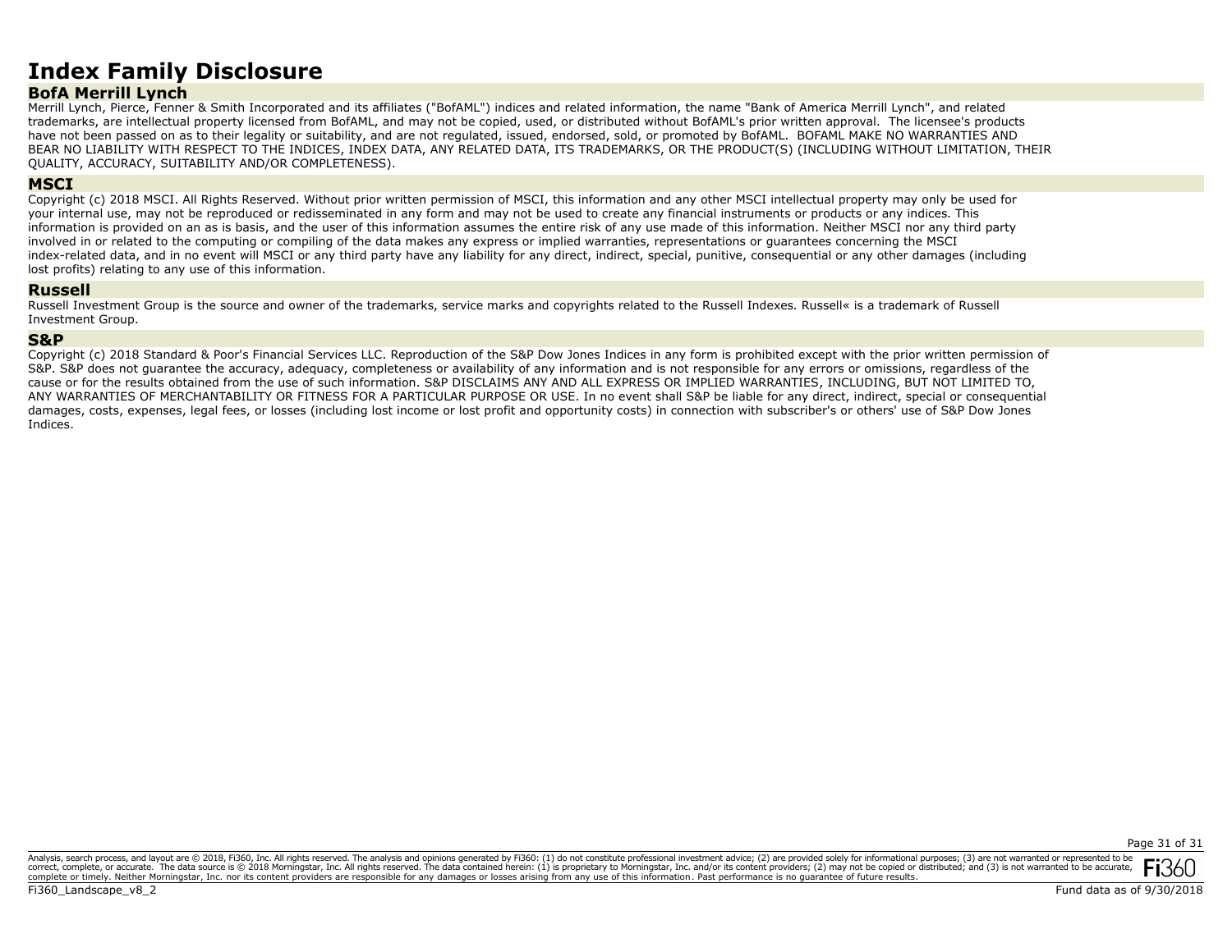# Index Family Disclosure

## BofA Merrill Lynch

Merrill Lynch, Pierce, Fenner & Smith Incorporated and its affiliates ("BofAML") indices and related information, the name "Bank of America Merrill Lynch", and related trademarks, are intellectual property licensed from BofAML, and may not be copied, used, or distributed without BofAML's prior written approval. The licensee's products have not been passed on as to their legality or suitability, and are not regulated, issued, endorsed, sold, or promoted by BofAML. BOFAML MAKE NO WARRANTIES AND BEAR NO LIABILITY WITH RESPECT TO THE INDICES, INDEX DATA, ANY RELATED DATA, ITS TRADEMARKS, OR THE PRODUCT(S) (INCLUDING WITHOUT LIMITATION, THEIR QUALITY, ACCURACY, SUITABILITY AND/OR COMPLETENESS).

## MSCI

Copyright (c) 2018 MSCI. All Rights Reserved. Without prior written permission of MSCI, this information and any other MSCI intellectual property may only be used for your internal use, may not be reproduced or redisseminated in any form and may not be used to create any financial instruments or products or any indices. This information is provided on an as is basis, and the user of this information assumes the entire risk of any use made of this information. Neither MSCI nor any third party involved in or related to the computing or compiling of the data makes any express or implied warranties, representations or guarantees concerning the MSCI index-related data, and in no event will MSCI or any third party have any liability for any direct, indirect, special, punitive, consequential or any other damages (including lost profits) relating to any use of this information.

## Russell

Russell Investment Group is the source and owner of the trademarks, service marks and copyrights related to the Russell Indexes. Russell« is a trademark of Russell Investment Group.

## S&P

Copyright (c) 2018 Standard & Poor's Financial Services LLC. Reproduction of the S&P Dow Jones Indices in any form is prohibited except with the prior written permission of S&P. S&P does not guarantee the accuracy, adequacy, completeness or availability of any information and is not responsible for any errors or omissions, regardless of the cause or for the results obtained from the use of such information. S&P DISCLAIMS ANY AND ALL EXPRESS OR IMPLIED WARRANTIES, INCLUDING, BUT NOT LIMITED TO, ANY WARRANTIES OF MERCHANTABILITY OR FITNESS FOR A PARTICULAR PURPOSE OR USE. In no event shall S&P be liable for any direct, indirect, special or consequential damages, costs, expenses, legal fees, or losses (including lost income or lost profit and opportunity costs) in connection with subscriber's or others' use of S&P Dow Jones Indices.